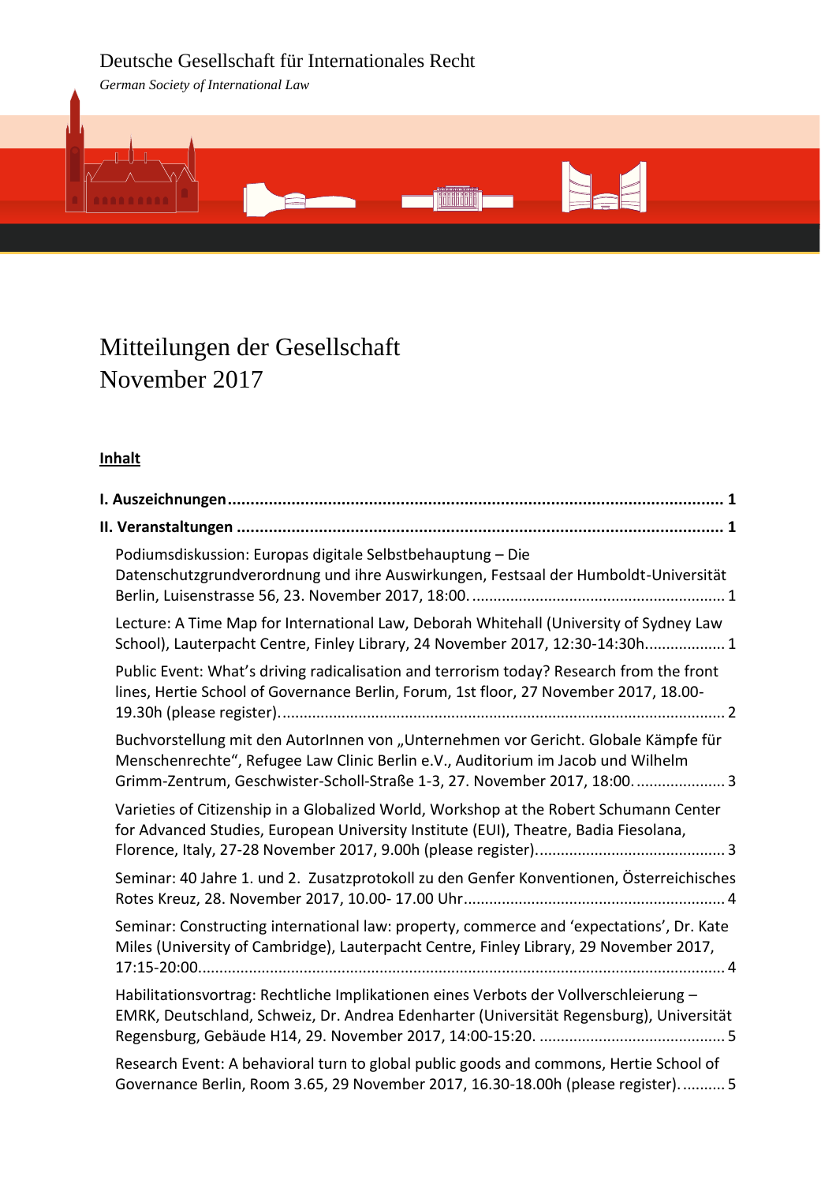Deutsche Gesellschaft für Internationales Recht

*German Society of International Law*

# Mitteilungen der Gesellschaft
# November 2017

**Inhalt**

**I. Auszeichnungen** ........................................................................................................ **1**

**II. Veranstaltungen** ...................................................................................................... **1**

Podiumsdiskussion: Europas digitale Selbstbehauptung – Die Datenschutzgrundverordnung und ihre Auswirkungen, Festsaal der Humboldt-Universität Berlin, Luisenstrasse 56, 23. November 2017, 18:00. ........................................................ 1

Lecture: A Time Map for International Law, Deborah Whitehall (University of Sydney Law School), Lauterpacht Centre, Finley Library, 24 November 2017, 12:30-14:30h.................. 1

Public Event: What's driving radicalisation and terrorism today? Research from the front lines, Hertie School of Governance Berlin, Forum, 1st floor, 27 November 2017, 18.00-19.30h (please register)....................................................................................................... 2

Buchvorstellung mit den AutorInnen von „Unternehmen vor Gericht. Globale Kämpfe für Menschenrechte", Refugee Law Clinic Berlin e.V., Auditorium im Jacob und Wilhelm Grimm-Zentrum, Geschwister-Scholl-Straße 1-3, 27. November 2017, 18:00. .................... 3

Varieties of Citizenship in a Globalized World, Workshop at the Robert Schumann Center for Advanced Studies, European University Institute (EUI), Theatre, Badia Fiesolana, Florence, Italy, 27-28 November 2017, 9.00h (please register)............................................ 3

Seminar: 40 Jahre 1. und 2. Zusatzprotokoll zu den Genfer Konventionen, Österreichisches Rotes Kreuz, 28. November 2017, 10.00- 17.00 Uhr............................................................ 4

Seminar: Constructing international law: property, commerce and 'expectations', Dr. Kate Miles (University of Cambridge), Lauterpacht Centre, Finley Library, 29 November 2017, 17:15-20:00......................................................................................................................... 4

Habilitationsvortrag: Rechtliche Implikationen eines Verbots der Vollverschleierung – EMRK, Deutschland, Schweiz, Dr. Andrea Edenharter (Universität Regensburg), Universität Regensburg, Gebäude H14, 29. November 2017, 14:00-15:20. .......................................... 5

Research Event: A behavioral turn to global public goods and commons, Hertie School of Governance Berlin, Room 3.65, 29 November 2017, 16.30-18.00h (please register). .......... 5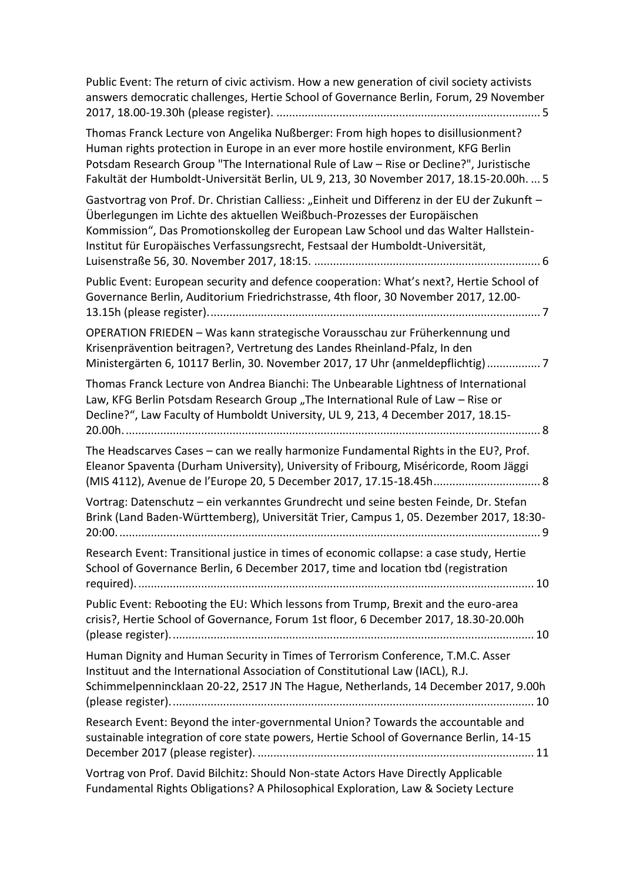Public Event: The return of civic activism. How a new generation of civil society activists answers democratic challenges, Hertie School of Governance Berlin, Forum, 29 November 2017, 18.00-19.30h (please register). .................................................................................... 5

Thomas Franck Lecture von Angelika Nußberger: From high hopes to disillusionment? Human rights protection in Europe in an ever more hostile environment, KFG Berlin Potsdam Research Group "The International Rule of Law – Rise or Decline?", Juristische Fakultät der Humboldt-Universität Berlin, UL 9, 213, 30 November 2017, 18.15-20.00h. ... 5

Gastvortrag von Prof. Dr. Christian Calliess: „Einheit und Differenz in der EU der Zukunft – Überlegungen im Lichte des aktuellen Weißbuch-Prozesses der Europäischen Kommission", Das Promotionskolleg der European Law School und das Walter Hallstein-Institut für Europäisches Verfassungsrecht, Festsaal der Humboldt-Universität, Luisenstraße 56, 30. November 2017, 18:15. ....................................................................... 6

Public Event: European security and defence cooperation: What's next?, Hertie School of Governance Berlin, Auditorium Friedrichstrasse, 4th floor, 30 November 2017, 12.00-13.15h (please register). ........................................................................................................ 7

OPERATION FRIEDEN – Was kann strategische Vorausschau zur Früherkennung und Krisenprävention beitragen?, Vertretung des Landes Rheinland-Pfalz, In den Ministergärten 6, 10117 Berlin, 30. November 2017, 17 Uhr (anmeldepflichtig) ................. 7

Thomas Franck Lecture von Andrea Bianchi: The Unbearable Lightness of International Law, KFG Berlin Potsdam Research Group „The International Rule of Law – Rise or Decline?", Law Faculty of Humboldt University, UL 9, 213, 4 December 2017, 18.15-20.00h. .................................................................................................................................. 8

The Headscarves Cases – can we really harmonize Fundamental Rights in the EU?, Prof. Eleanor Spaventa (Durham University), University of Fribourg, Miséricorde, Room Jäggi (MIS 4112), Avenue de l'Europe 20, 5 December 2017, 17.15-18.45h.................................. 8

Vortrag: Datenschutz – ein verkanntes Grundrecht und seine besten Feinde, Dr. Stefan Brink (Land Baden-Württemberg), Universität Trier, Campus 1, 05. Dezember 2017, 18:30-20:00. .................................................................................................................................... 9

Research Event: Transitional justice in times of economic collapse: a case study, Hertie School of Governance Berlin, 6 December 2017, time and location tbd (registration required). ............................................................................................................................ 10

Public Event: Rebooting the EU: Which lessons from Trump, Brexit and the euro-area crisis?, Hertie School of Governance, Forum 1st floor, 6 December 2017, 18.30-20.00h (please register). ................................................................................................................. 10

Human Dignity and Human Security in Times of Terrorism Conference, T.M.C. Asser Instituut and the International Association of Constitutional Law (IACL), R.J. Schimmelpennincklaan 20-22, 2517 JN The Hague, Netherlands, 14 December 2017, 9.00h (please register). ................................................................................................................. 10

Research Event: Beyond the inter-governmental Union? Towards the accountable and sustainable integration of core state powers, Hertie School of Governance Berlin, 14-15 December 2017 (please register). ....................................................................................... 11

Vortrag von Prof. David Bilchitz: Should Non-state Actors Have Directly Applicable Fundamental Rights Obligations? A Philosophical Exploration, Law & Society Lecture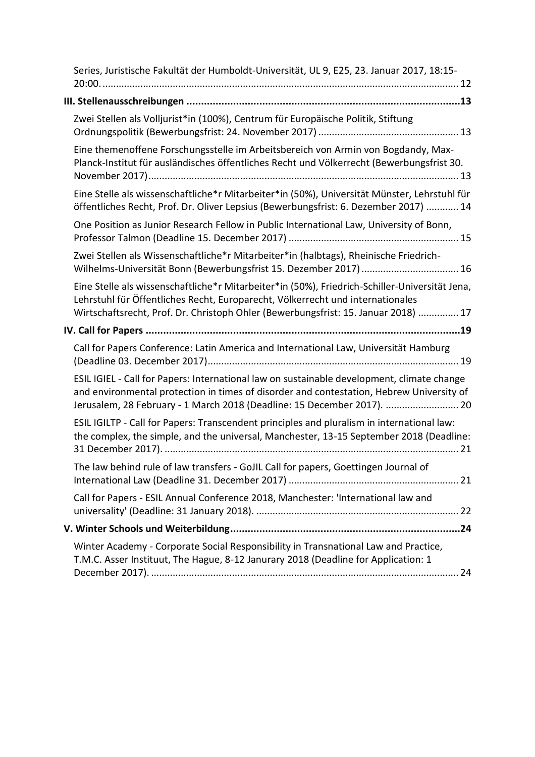Series, Juristische Fakultät der Humboldt-Universität, UL 9, E25, 23. Januar 2017, 18:15-20:00. ............ 12

**III. Stellenausschreibungen ............ 13**

Zwei Stellen als Volljurist*in (100%), Centrum für Europäische Politik, Stiftung Ordnungspolitik (Bewerbungsfrist: 24. November 2017) ............ 13

Eine themenoffene Forschungsstelle im Arbeitsbereich von Armin von Bogdandy, Max-Planck-Institut für ausländisches öffentliches Recht und Völkerrecht (Bewerbungsfrist 30. November 2017) ............ 13

Eine Stelle als wissenschaftliche*r Mitarbeiter*in (50%), Universität Münster, Lehrstuhl für öffentliches Recht, Prof. Dr. Oliver Lepsius (Bewerbungsfrist: 6. Dezember 2017) ............ 14

One Position as Junior Research Fellow in Public International Law, University of Bonn, Professor Talmon (Deadline 15. December 2017) ............ 15

Zwei Stellen als Wissenschaftliche*r Mitarbeiter*in (halbtags), Rheinische Friedrich-Wilhelms-Universität Bonn (Bewerbungsfrist 15. Dezember 2017) ............ 16

Eine Stelle als wissenschaftliche*r Mitarbeiter*in (50%), Friedrich-Schiller-Universität Jena, Lehrstuhl für Öffentliches Recht, Europarecht, Völkerrecht und internationales Wirtschaftsrecht, Prof. Dr. Christoph Ohler (Bewerbungsfrist: 15. Januar 2018) ............ 17

**IV. Call for Papers ............ 19**

Call for Papers Conference: Latin America and International Law, Universität Hamburg (Deadline 03. December 2017) ............ 19

ESIL IGIEL - Call for Papers: International law on sustainable development, climate change and environmental protection in times of disorder and contestation, Hebrew University of Jerusalem, 28 February - 1 March 2018 (Deadline: 15 December 2017). ............ 20

ESIL IGILTP - Call for Papers: Transcendent principles and pluralism in international law: the complex, the simple, and the universal, Manchester, 13-15 September 2018 (Deadline: 31 December 2017). ............ 21

The law behind rule of law transfers - GoJIL Call for papers, Goettingen Journal of International Law (Deadline 31. December 2017) ............ 21

Call for Papers - ESIL Annual Conference 2018, Manchester: 'International law and universality' (Deadline: 31 January 2018). ............ 22

**V. Winter Schools und Weiterbildung ............ 24**

Winter Academy - Corporate Social Responsibility in Transnational Law and Practice, T.M.C. Asser Instituut, The Hague, 8-12 Janurary 2018 (Deadline for Application: 1 December 2017). ............ 24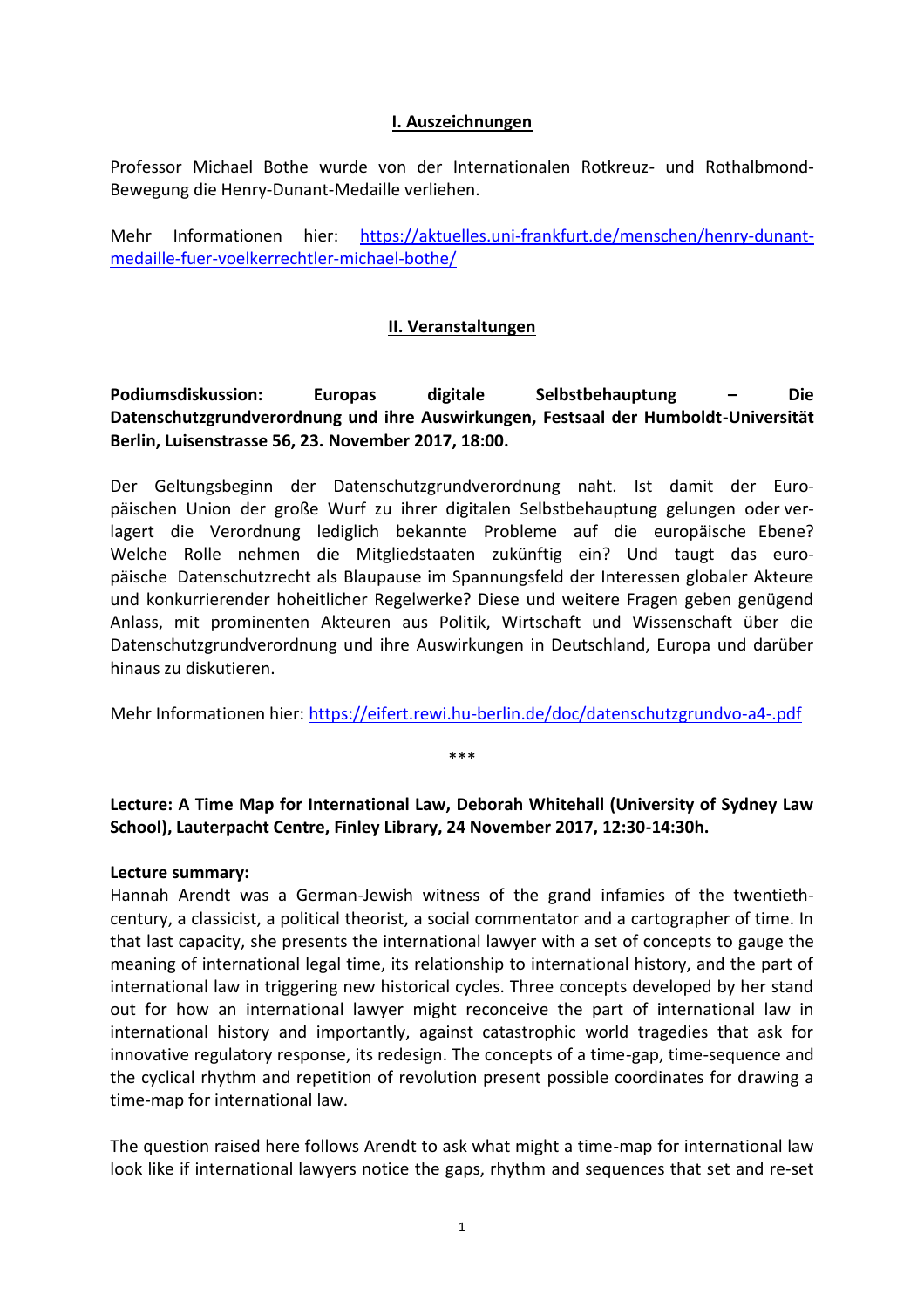## I. Auszeichnungen

Professor Michael Bothe wurde von der Internationalen Rotkreuz- und Rothalbmond-Bewegung die Henry-Dunant-Medaille verliehen.

Mehr Informationen hier: https://aktuelles.uni-frankfurt.de/menschen/henry-dunant-medaille-fuer-voelkerrechtler-michael-bothe/

## II. Veranstaltungen

**Podiumsdiskussion: Europas digitale Selbstbehauptung – Die Datenschutzgrundverordnung und ihre Auswirkungen, Festsaal der Humboldt-Universität Berlin, Luisenstrasse 56, 23. November 2017, 18:00.**

Der Geltungsbeginn der Datenschutzgrundverordnung naht. Ist damit der Europäischen Union der große Wurf zu ihrer digitalen Selbstbehauptung gelungen oder verlagert die Verordnung lediglich bekannte Probleme auf die europäische Ebene? Welche Rolle nehmen die Mitgliedstaaten zukünftig ein? Und taugt das europäische Datenschutzrecht als Blaupause im Spannungsfeld der Interessen globaler Akteure und konkurrierender hoheitlicher Regelwerke? Diese und weitere Fragen geben genügend Anlass, mit prominenten Akteuren aus Politik, Wirtschaft und Wissenschaft über die Datenschutzgrundverordnung und ihre Auswirkungen in Deutschland, Europa und darüber hinaus zu diskutieren.

Mehr Informationen hier: https://eifert.rewi.hu-berlin.de/doc/datenschutzgrundvo-a4-.pdf

***

**Lecture: A Time Map for International Law, Deborah Whitehall (University of Sydney Law School), Lauterpacht Centre, Finley Library, 24 November 2017, 12:30-14:30h.**

**Lecture summary:**
Hannah Arendt was a German-Jewish witness of the grand infamies of the twentieth-century, a classicist, a political theorist, a social commentator and a cartographer of time. In that last capacity, she presents the international lawyer with a set of concepts to gauge the meaning of international legal time, its relationship to international history, and the part of international law in triggering new historical cycles. Three concepts developed by her stand out for how an international lawyer might reconceive the part of international law in international history and importantly, against catastrophic world tragedies that ask for innovative regulatory response, its redesign. The concepts of a time-gap, time-sequence and the cyclical rhythm and repetition of revolution present possible coordinates for drawing a time-map for international law.

The question raised here follows Arendt to ask what might a time-map for international law look like if international lawyers notice the gaps, rhythm and sequences that set and re-set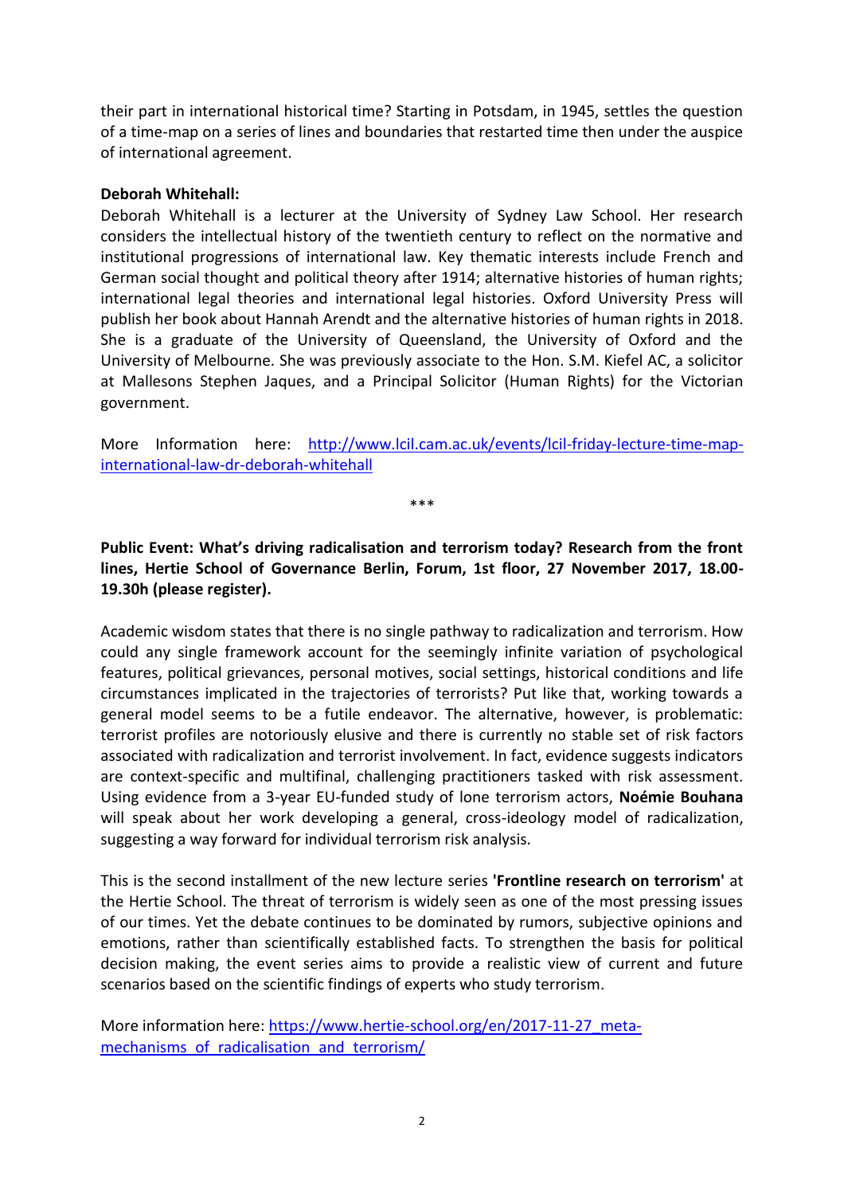their part in international historical time? Starting in Potsdam, in 1945, settles the question of a time-map on a series of lines and boundaries that restarted time then under the auspice of international agreement.

**Deborah Whitehall:**

Deborah Whitehall is a lecturer at the University of Sydney Law School. Her research considers the intellectual history of the twentieth century to reflect on the normative and institutional progressions of international law. Key thematic interests include French and German social thought and political theory after 1914; alternative histories of human rights; international legal theories and international legal histories. Oxford University Press will publish her book about Hannah Arendt and the alternative histories of human rights in 2018. She is a graduate of the University of Queensland, the University of Oxford and the University of Melbourne. She was previously associate to the Hon. S.M. Kiefel AC, a solicitor at Mallesons Stephen Jaques, and a Principal Solicitor (Human Rights) for the Victorian government.

More Information here: [http://www.lcil.cam.ac.uk/events/lcil-friday-lecture-time-map-international-law-dr-deborah-whitehall](http://www.lcil.cam.ac.uk/events/lcil-friday-lecture-time-map-international-law-dr-deborah-whitehall)

***

**Public Event: What's driving radicalisation and terrorism today? Research from the front lines, Hertie School of Governance Berlin, Forum, 1st floor, 27 November 2017, 18.00-19.30h (please register).**

Academic wisdom states that there is no single pathway to radicalization and terrorism. How could any single framework account for the seemingly infinite variation of psychological features, political grievances, personal motives, social settings, historical conditions and life circumstances implicated in the trajectories of terrorists? Put like that, working towards a general model seems to be a futile endeavor. The alternative, however, is problematic: terrorist profiles are notoriously elusive and there is currently no stable set of risk factors associated with radicalization and terrorist involvement. In fact, evidence suggests indicators are context-specific and multifinal, challenging practitioners tasked with risk assessment. Using evidence from a 3-year EU-funded study of lone terrorism actors, **Noémie Bouhana** will speak about her work developing a general, cross-ideology model of radicalization, suggesting a way forward for individual terrorism risk analysis.

This is the second installment of the new lecture series **'Frontline research on terrorism'** at the Hertie School. The threat of terrorism is widely seen as one of the most pressing issues of our times. Yet the debate continues to be dominated by rumors, subjective opinions and emotions, rather than scientifically established facts. To strengthen the basis for political decision making, the event series aims to provide a realistic view of current and future scenarios based on the scientific findings of experts who study terrorism.

More information here: [https://www.hertie-school.org/en/2017-11-27_meta-mechanisms_of_radicalisation_and_terrorism/](https://www.hertie-school.org/en/2017-11-27_meta-mechanisms_of_radicalisation_and_terrorism/)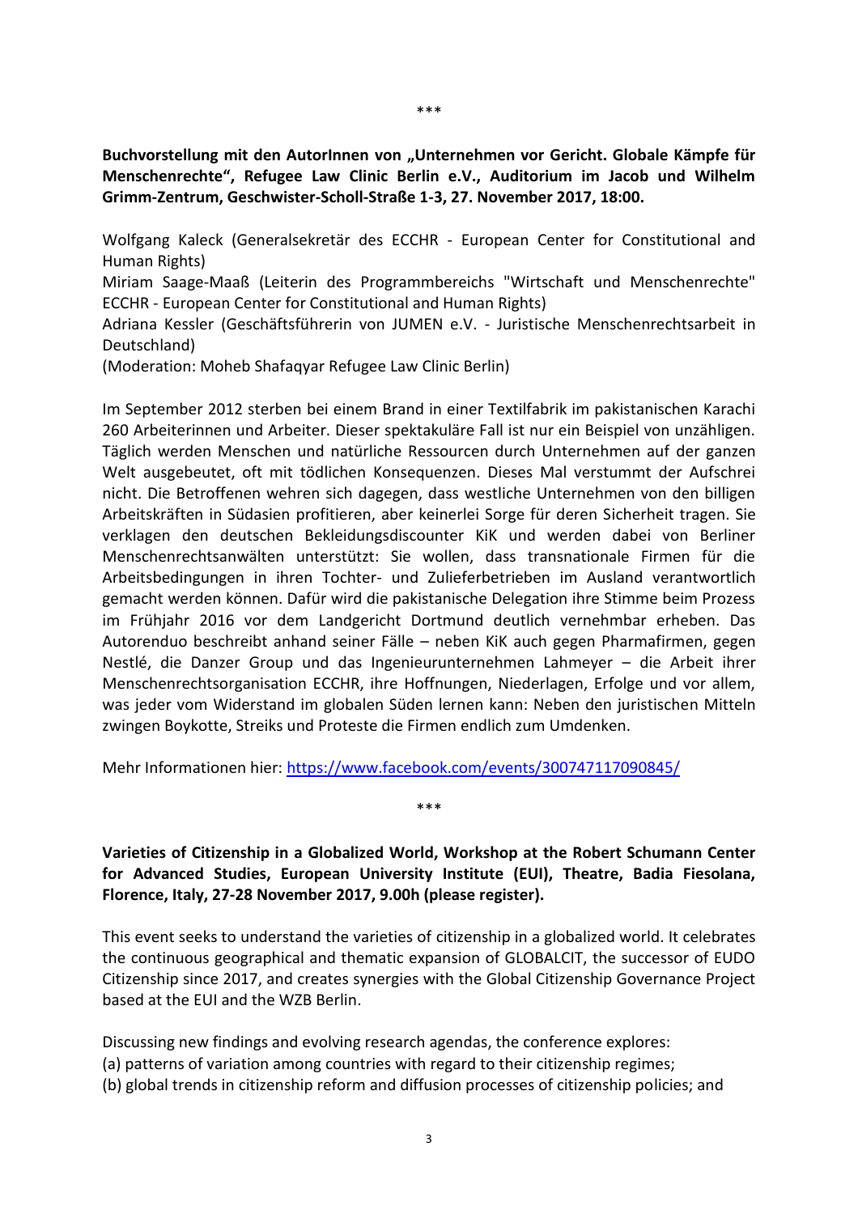\*\*\*

**Buchvorstellung mit den AutorInnen von „Unternehmen vor Gericht. Globale Kämpfe für Menschenrechte", Refugee Law Clinic Berlin e.V., Auditorium im Jacob und Wilhelm Grimm-Zentrum, Geschwister-Scholl-Straße 1-3, 27. November 2017, 18:00.**

Wolfgang Kaleck (Generalsekretär des ECCHR - European Center for Constitutional and Human Rights)
Miriam Saage-Maaß (Leiterin des Programmbereichs "Wirtschaft und Menschenrechte" ECCHR - European Center for Constitutional and Human Rights)
Adriana Kessler (Geschäftsführerin von JUMEN e.V. - Juristische Menschenrechtsarbeit in Deutschland)
(Moderation: Moheb Shafaqyar Refugee Law Clinic Berlin)

Im September 2012 sterben bei einem Brand in einer Textilfabrik im pakistanischen Karachi 260 Arbeiterinnen und Arbeiter. Dieser spektakuläre Fall ist nur ein Beispiel von unzähligen. Täglich werden Menschen und natürliche Ressourcen durch Unternehmen auf der ganzen Welt ausgebeutet, oft mit tödlichen Konsequenzen. Dieses Mal verstummt der Aufschrei nicht. Die Betroffenen wehren sich dagegen, dass westliche Unternehmen von den billigen Arbeitskräften in Südasien profitieren, aber keinerlei Sorge für deren Sicherheit tragen. Sie verklagen den deutschen Bekleidungsdiscounter KiK und werden dabei von Berliner Menschenrechtsanwälten unterstützt: Sie wollen, dass transnationale Firmen für die Arbeitsbedingungen in ihren Tochter- und Zulieferbetrieben im Ausland verantwortlich gemacht werden können. Dafür wird die pakistanische Delegation ihre Stimme beim Prozess im Frühjahr 2016 vor dem Landgericht Dortmund deutlich vernehmbar erheben. Das Autorenduo beschreibt anhand seiner Fälle – neben KiK auch gegen Pharmafirmen, gegen Nestlé, die Danzer Group und das Ingenieurunternehmen Lahmeyer – die Arbeit ihrer Menschenrechtsorganisation ECCHR, ihre Hoffnungen, Niederlagen, Erfolge und vor allem, was jeder vom Widerstand im globalen Süden lernen kann: Neben den juristischen Mitteln zwingen Boykotte, Streiks und Proteste die Firmen endlich zum Umdenken.

Mehr Informationen hier: https://www.facebook.com/events/300747117090845/

\*\*\*

**Varieties of Citizenship in a Globalized World, Workshop at the Robert Schumann Center for Advanced Studies, European University Institute (EUI), Theatre, Badia Fiesolana, Florence, Italy, 27-28 November 2017, 9.00h (please register).**

This event seeks to understand the varieties of citizenship in a globalized world. It celebrates the continuous geographical and thematic expansion of GLOBALCIT, the successor of EUDO Citizenship since 2017, and creates synergies with the Global Citizenship Governance Project based at the EUI and the WZB Berlin.

Discussing new findings and evolving research agendas, the conference explores:
(a) patterns of variation among countries with regard to their citizenship regimes;
(b) global trends in citizenship reform and diffusion processes of citizenship policies; and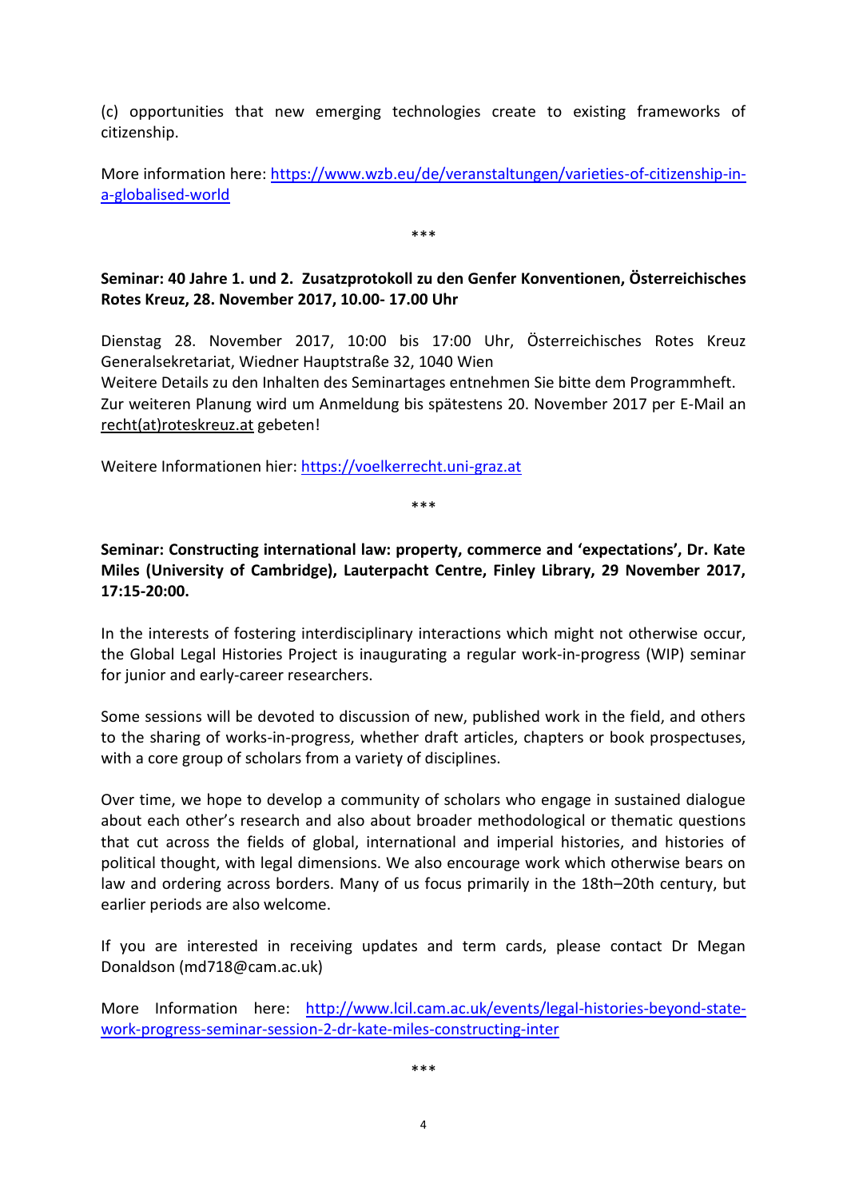(c) opportunities that new emerging technologies create to existing frameworks of citizenship.

More information here: https://www.wzb.eu/de/veranstaltungen/varieties-of-citizenship-in-a-globalised-world

***

**Seminar: 40 Jahre 1. und 2. Zusatzprotokoll zu den Genfer Konventionen, Österreichisches Rotes Kreuz, 28. November 2017, 10.00- 17.00 Uhr**

Dienstag 28. November 2017, 10:00 bis 17:00 Uhr, Österreichisches Rotes Kreuz Generalsekretariat, Wiedner Hauptstraße 32, 1040 Wien
Weitere Details zu den Inhalten des Seminartages entnehmen Sie bitte dem Programmheft.
Zur weiteren Planung wird um Anmeldung bis spätestens 20. November 2017 per E-Mail an recht(at)roteskreuz.at gebeten!

Weitere Informationen hier: https://voelkerrecht.uni-graz.at

***

**Seminar: Constructing international law: property, commerce and 'expectations', Dr. Kate Miles (University of Cambridge), Lauterpacht Centre, Finley Library, 29 November 2017, 17:15-20:00.**

In the interests of fostering interdisciplinary interactions which might not otherwise occur, the Global Legal Histories Project is inaugurating a regular work-in-progress (WIP) seminar for junior and early-career researchers.

Some sessions will be devoted to discussion of new, published work in the field, and others to the sharing of works-in-progress, whether draft articles, chapters or book prospectuses, with a core group of scholars from a variety of disciplines.

Over time, we hope to develop a community of scholars who engage in sustained dialogue about each other's research and also about broader methodological or thematic questions that cut across the fields of global, international and imperial histories, and histories of political thought, with legal dimensions. We also encourage work which otherwise bears on law and ordering across borders. Many of us focus primarily in the 18th–20th century, but earlier periods are also welcome.

If you are interested in receiving updates and term cards, please contact Dr Megan Donaldson (md718@cam.ac.uk)

More Information here: http://www.lcil.cam.ac.uk/events/legal-histories-beyond-state-work-progress-seminar-session-2-dr-kate-miles-constructing-inter

***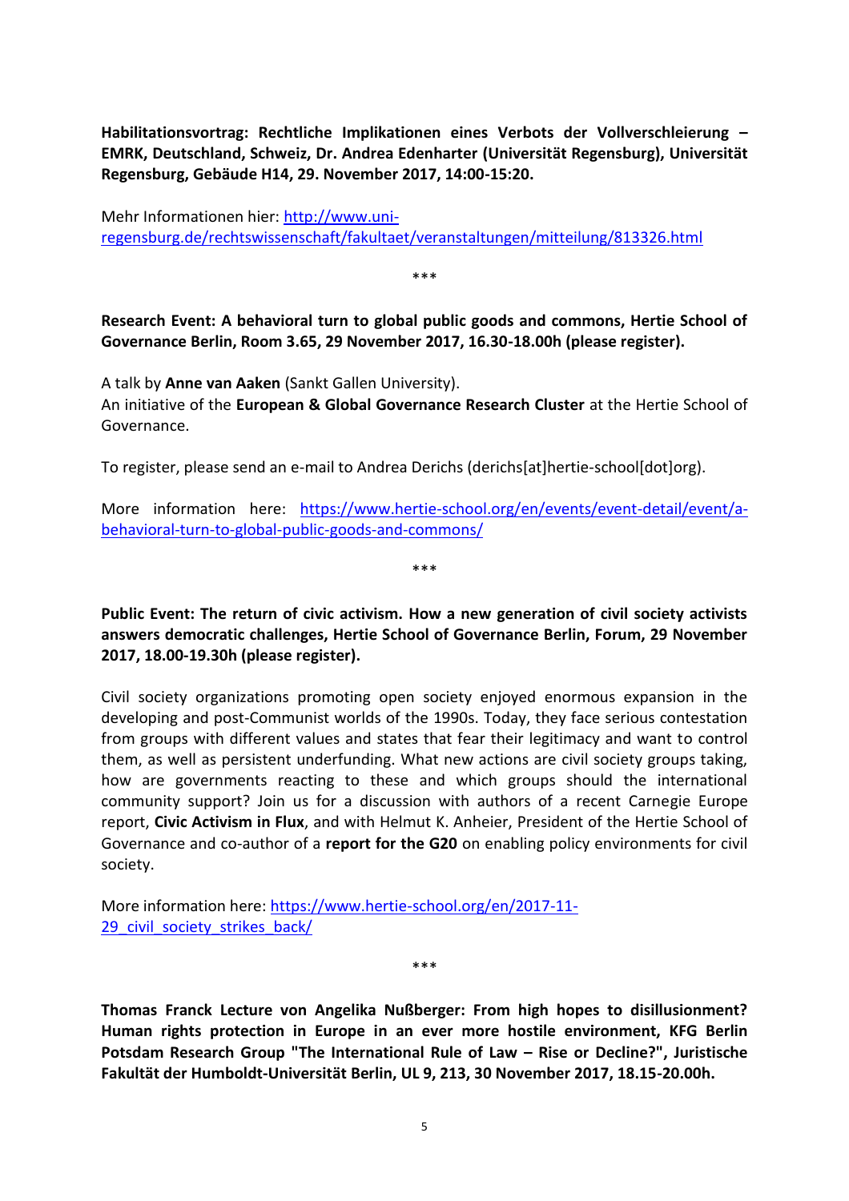**Habilitationsvortrag: Rechtliche Implikationen eines Verbots der Vollverschleierung – EMRK, Deutschland, Schweiz, Dr. Andrea Edenharter (Universität Regensburg), Universität Regensburg, Gebäude H14, 29. November 2017, 14:00-15:20.**

Mehr Informationen hier: http://www.uni-regensburg.de/rechtswissenschaft/fakultaet/veranstaltungen/mitteilung/813326.html

***

**Research Event: A behavioral turn to global public goods and commons, Hertie School of Governance Berlin, Room 3.65, 29 November 2017, 16.30-18.00h (please register).**

A talk by **Anne van Aaken** (Sankt Gallen University).
An initiative of the **European & Global Governance Research Cluster** at the Hertie School of Governance.

To register, please send an e-mail to Andrea Derichs (derichs[at]hertie-school[dot]org).

More information here: https://www.hertie-school.org/en/events/event-detail/event/a-behavioral-turn-to-global-public-goods-and-commons/

***

**Public Event: The return of civic activism. How a new generation of civil society activists answers democratic challenges, Hertie School of Governance Berlin, Forum, 29 November 2017, 18.00-19.30h (please register).**

Civil society organizations promoting open society enjoyed enormous expansion in the developing and post-Communist worlds of the 1990s. Today, they face serious contestation from groups with different values and states that fear their legitimacy and want to control them, as well as persistent underfunding. What new actions are civil society groups taking, how are governments reacting to these and which groups should the international community support? Join us for a discussion with authors of a recent Carnegie Europe report, **Civic Activism in Flux**, and with Helmut K. Anheier, President of the Hertie School of Governance and co-author of a **report for the G20** on enabling policy environments for civil society.

More information here: https://www.hertie-school.org/en/2017-11-29_civil_society_strikes_back/

***

**Thomas Franck Lecture von Angelika Nußberger: From high hopes to disillusionment? Human rights protection in Europe in an ever more hostile environment, KFG Berlin Potsdam Research Group "The International Rule of Law – Rise or Decline?", Juristische Fakultät der Humboldt-Universität Berlin, UL 9, 213, 30 November 2017, 18.15-20.00h.**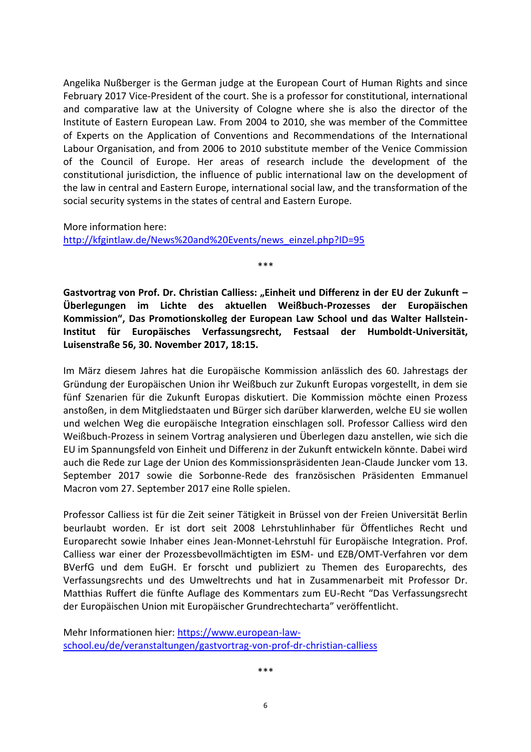Angelika Nußberger is the German judge at the European Court of Human Rights and since February 2017 Vice-President of the court. She is a professor for constitutional, international and comparative law at the University of Cologne where she is also the director of the Institute of Eastern European Law. From 2004 to 2010, she was member of the Committee of Experts on the Application of Conventions and Recommendations of the International Labour Organisation, and from 2006 to 2010 substitute member of the Venice Commission of the Council of Europe. Her areas of research include the development of the constitutional jurisdiction, the influence of public international law on the development of the law in central and Eastern Europe, international social law, and the transformation of the social security systems in the states of central and Eastern Europe.

More information here:
[http://kfgintlaw.de/News%20and%20Events/news_einzel.php?ID=95](http://kfgintlaw.de/News%20and%20Events/news_einzel.php?ID=95)

\*\*\*

**Gastvortrag von Prof. Dr. Christian Calliess: „Einheit und Differenz in der EU der Zukunft – Überlegungen im Lichte des aktuellen Weißbuch-Prozesses der Europäischen Kommission“, Das Promotionskolleg der European Law School und das Walter Hallstein-Institut für Europäisches Verfassungsrecht, Festsaal der Humboldt-Universität, Luisenstraße 56, 30. November 2017, 18:15.**

Im März diesem Jahres hat die Europäische Kommission anlässlich des 60. Jahrestags der Gründung der Europäischen Union ihr Weißbuch zur Zukunft Europas vorgestellt, in dem sie fünf Szenarien für die Zukunft Europas diskutiert. Die Kommission möchte einen Prozess anstoßen, in dem Mitgliedstaaten und Bürger sich darüber klarwerden, welche EU sie wollen und welchen Weg die europäische Integration einschlagen soll. Professor Calliess wird den Weißbuch-Prozess in seinem Vortrag analysieren und Überlegen dazu anstellen, wie sich die EU im Spannungsfeld von Einheit und Differenz in der Zukunft entwickeln könnte. Dabei wird auch die Rede zur Lage der Union des Kommissionspräsidenten Jean-Claude Juncker vom 13. September 2017 sowie die Sorbonne-Rede des französischen Präsidenten Emmanuel Macron vom 27. September 2017 eine Rolle spielen.

Professor Calliess ist für die Zeit seiner Tätigkeit in Brüssel von der Freien Universität Berlin beurlaubt worden. Er ist dort seit 2008 Lehrstuhlinhaber für Öffentliches Recht und Europarecht sowie Inhaber eines Jean-Monnet-Lehrstuhl für Europäische Integration. Prof. Calliess war einer der Prozessbevollmächtigten im ESM- und EZB/OMT-Verfahren vor dem BVerfG und dem EuGH. Er forscht und publiziert zu Themen des Europarechts, des Verfassungsrechts und des Umweltrechts und hat in Zusammenarbeit mit Professor Dr. Matthias Ruffert die fünfte Auflage des Kommentars zum EU-Recht “Das Verfassungsrecht der Europäischen Union mit Europäischer Grundrechtecharta” veröffentlicht.

Mehr Informationen hier: [https://www.european-law-school.eu/de/veranstaltungen/gastvortrag-von-prof-dr-christian-calliess](https://www.european-law-school.eu/de/veranstaltungen/gastvortrag-von-prof-dr-christian-calliess)

\*\*\*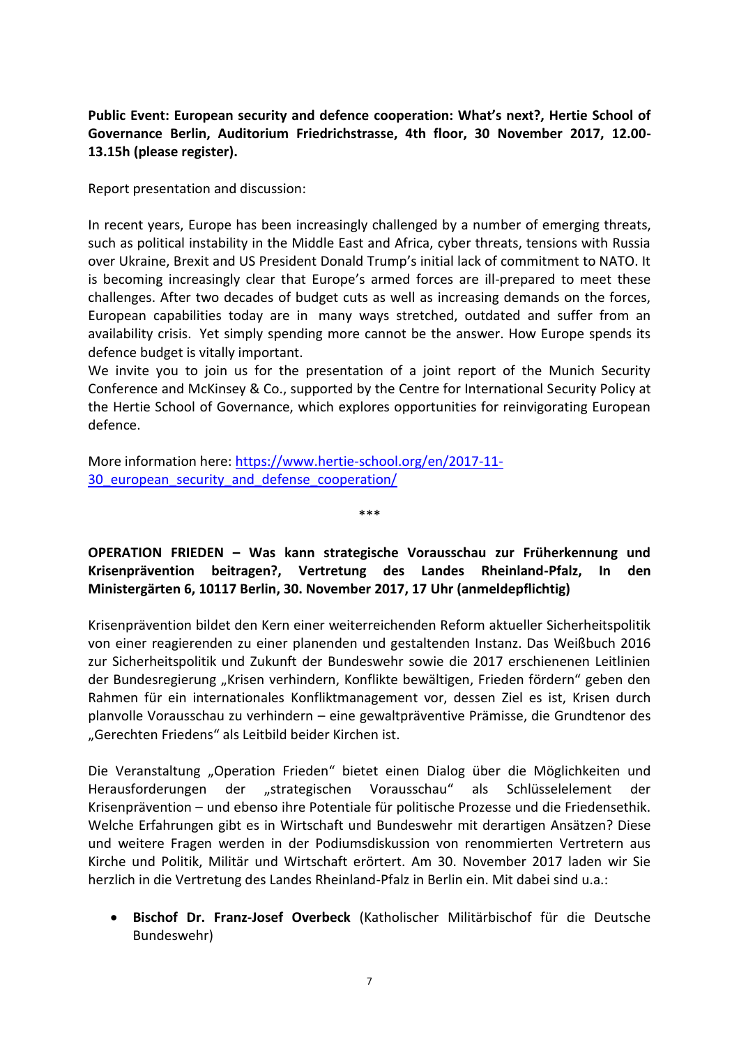**Public Event: European security and defence cooperation: What's next?, Hertie School of Governance Berlin, Auditorium Friedrichstrasse, 4th floor, 30 November 2017, 12.00-13.15h (please register).**

Report presentation and discussion:

In recent years, Europe has been increasingly challenged by a number of emerging threats, such as political instability in the Middle East and Africa, cyber threats, tensions with Russia over Ukraine, Brexit and US President Donald Trump's initial lack of commitment to NATO. It is becoming increasingly clear that Europe's armed forces are ill-prepared to meet these challenges. After two decades of budget cuts as well as increasing demands on the forces, European capabilities today are in many ways stretched, outdated and suffer from an availability crisis. Yet simply spending more cannot be the answer. How Europe spends its defence budget is vitally important.

We invite you to join us for the presentation of a joint report of the Munich Security Conference and McKinsey & Co., supported by the Centre for International Security Policy at the Hertie School of Governance, which explores opportunities for reinvigorating European defence.

More information here: [https://www.hertie-school.org/en/2017-11-30_european_security_and_defense_cooperation/](https://www.hertie-school.org/en/2017-11-30_european_security_and_defense_cooperation/)

***

**OPERATION FRIEDEN – Was kann strategische Vorausschau zur Früherkennung und Krisenprävention beitragen?, Vertretung des Landes Rheinland-Pfalz, In den Ministergärten 6, 10117 Berlin, 30. November 2017, 17 Uhr (anmeldepflichtig)**

Krisenprävention bildet den Kern einer weiterreichenden Reform aktueller Sicherheitspolitik von einer reagierenden zu einer planenden und gestaltenden Instanz. Das Weißbuch 2016 zur Sicherheitspolitik und Zukunft der Bundeswehr sowie die 2017 erschienenen Leitlinien der Bundesregierung „Krisen verhindern, Konflikte bewältigen, Frieden fördern" geben den Rahmen für ein internationales Konfliktmanagement vor, dessen Ziel es ist, Krisen durch planvolle Vorausschau zu verhindern – eine gewaltpräventive Prämisse, die Grundtenor des „Gerechten Friedens" als Leitbild beider Kirchen ist.

Die Veranstaltung „Operation Frieden" bietet einen Dialog über die Möglichkeiten und Herausforderungen der „strategischen Vorausschau" als Schlüsselelement der Krisenprävention – und ebenso ihre Potentiale für politische Prozesse und die Friedensethik. Welche Erfahrungen gibt es in Wirtschaft und Bundeswehr mit derartigen Ansätzen? Diese und weitere Fragen werden in der Podiumsdiskussion von renommierten Vertretern aus Kirche und Politik, Militär und Wirtschaft erörtert. Am 30. November 2017 laden wir Sie herzlich in die Vertretung des Landes Rheinland-Pfalz in Berlin ein. Mit dabei sind u.a.:

- **Bischof Dr. Franz-Josef Overbeck** (Katholischer Militärbischof für die Deutsche Bundeswehr)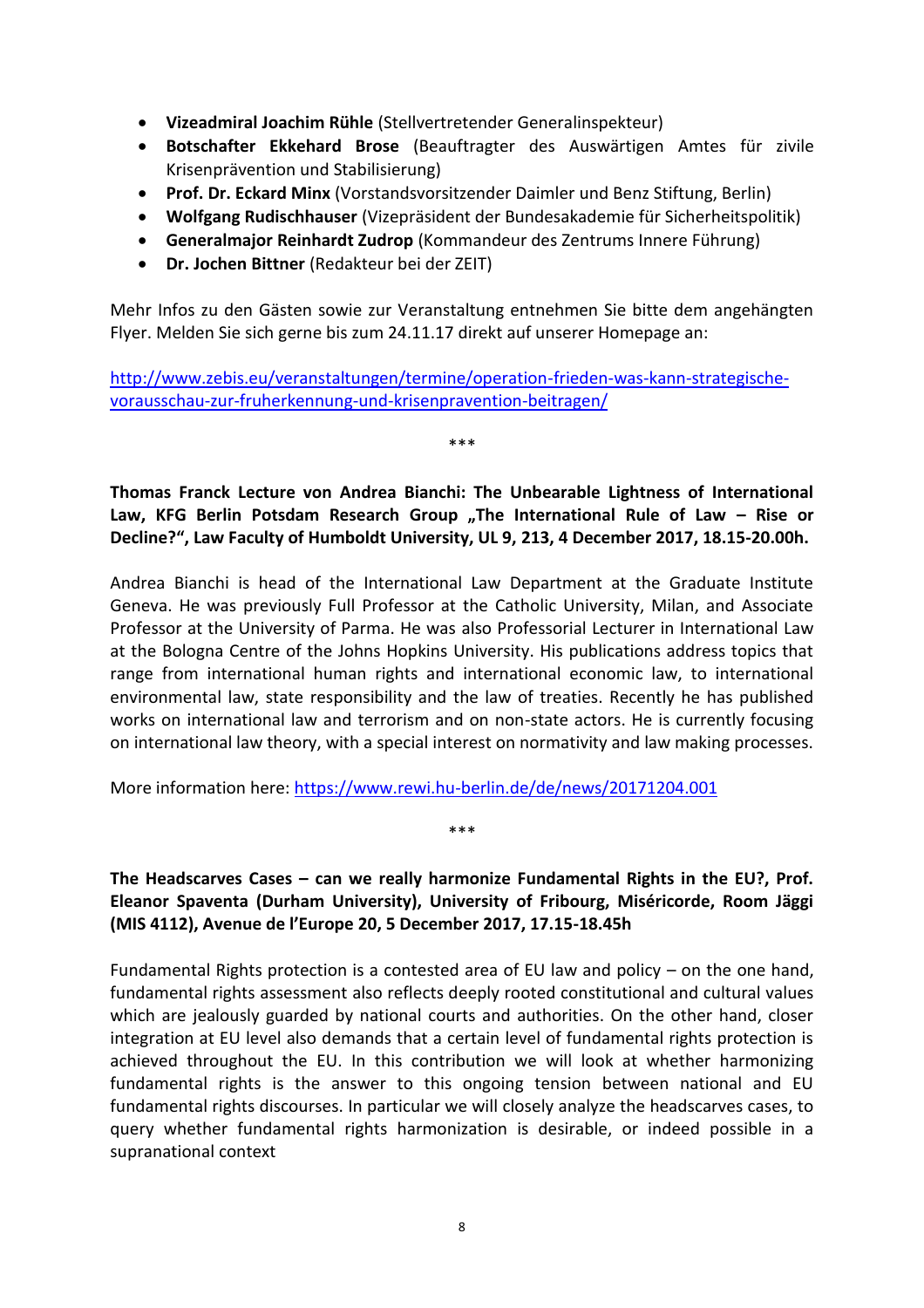- **Vizeadmiral Joachim Rühle** (Stellvertretender Generalinspekteur)
- **Botschafter Ekkehard Brose** (Beauftragter des Auswärtigen Amtes für zivile Krisenprävention und Stabilisierung)
- **Prof. Dr. Eckard Minx** (Vorstandsvorsitzender Daimler und Benz Stiftung, Berlin)
- **Wolfgang Rudischhauser** (Vizepräsident der Bundesakademie für Sicherheitspolitik)
- **Generalmajor Reinhardt Zudrop** (Kommandeur des Zentrums Innere Führung)
- **Dr. Jochen Bittner** (Redakteur bei der ZEIT)

Mehr Infos zu den Gästen sowie zur Veranstaltung entnehmen Sie bitte dem angehängten Flyer. Melden Sie sich gerne bis zum 24.11.17 direkt auf unserer Homepage an:

http://www.zebis.eu/veranstaltungen/termine/operation-frieden-was-kann-strategische-vorausschau-zur-fruherkennung-und-krisenpravention-beitragen/

***

**Thomas Franck Lecture von Andrea Bianchi: The Unbearable Lightness of International Law, KFG Berlin Potsdam Research Group „The International Rule of Law – Rise or Decline?", Law Faculty of Humboldt University, UL 9, 213, 4 December 2017, 18.15-20.00h.**

Andrea Bianchi is head of the International Law Department at the Graduate Institute Geneva. He was previously Full Professor at the Catholic University, Milan, and Associate Professor at the University of Parma. He was also Professorial Lecturer in International Law at the Bologna Centre of the Johns Hopkins University. His publications address topics that range from international human rights and international economic law, to international environmental law, state responsibility and the law of treaties. Recently he has published works on international law and terrorism and on non-state actors. He is currently focusing on international law theory, with a special interest on normativity and law making processes.

More information here: https://www.rewi.hu-berlin.de/de/news/20171204.001

***

**The Headscarves Cases – can we really harmonize Fundamental Rights in the EU?, Prof. Eleanor Spaventa (Durham University), University of Fribourg, Miséricorde, Room Jäggi (MIS 4112), Avenue de l'Europe 20, 5 December 2017, 17.15-18.45h**

Fundamental Rights protection is a contested area of EU law and policy – on the one hand, fundamental rights assessment also reflects deeply rooted constitutional and cultural values which are jealously guarded by national courts and authorities. On the other hand, closer integration at EU level also demands that a certain level of fundamental rights protection is achieved throughout the EU. In this contribution we will look at whether harmonizing fundamental rights is the answer to this ongoing tension between national and EU fundamental rights discourses. In particular we will closely analyze the headscarves cases, to query whether fundamental rights harmonization is desirable, or indeed possible in a supranational context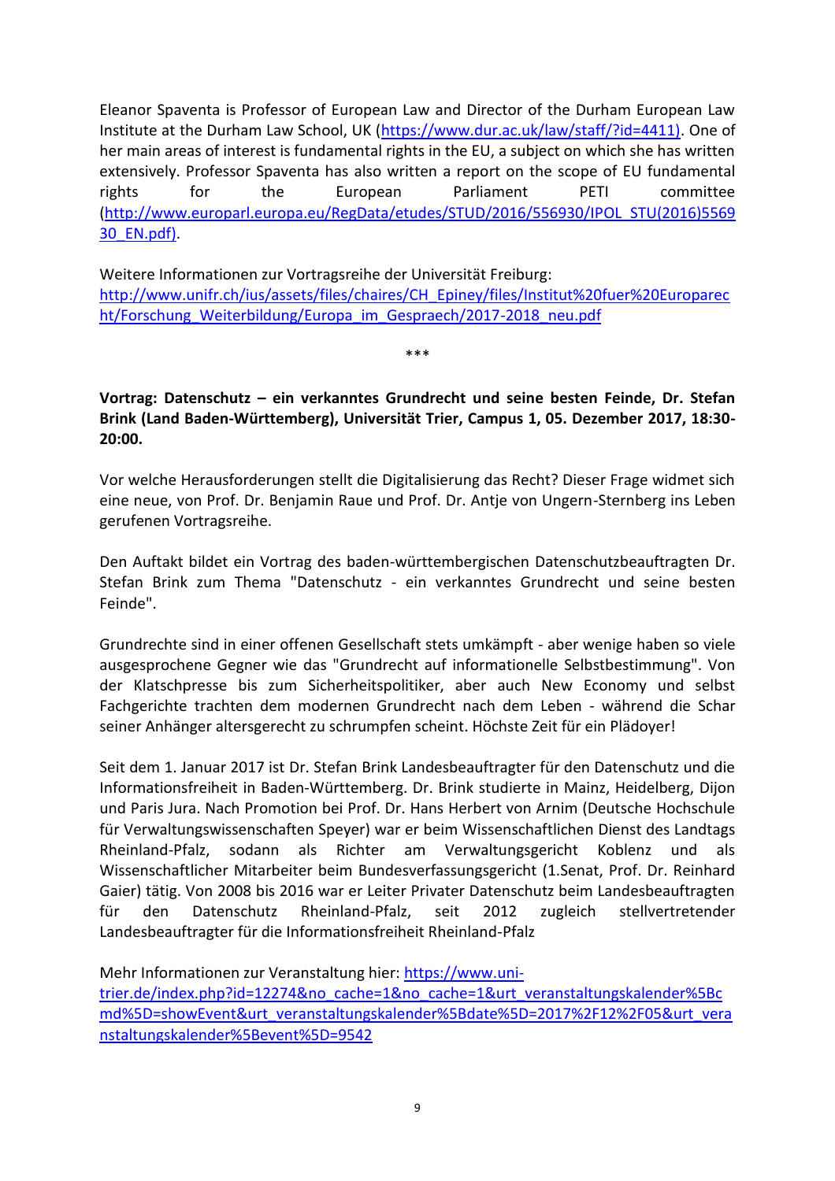Eleanor Spaventa is Professor of European Law and Director of the Durham European Law Institute at the Durham Law School, UK (https://www.dur.ac.uk/law/staff/?id=4411). One of her main areas of interest is fundamental rights in the EU, a subject on which she has written extensively. Professor Spaventa has also written a report on the scope of EU fundamental rights for the European Parliament PETI committee (http://www.europarl.europa.eu/RegData/etudes/STUD/2016/556930/IPOL_STU(2016)556930_EN.pdf).

Weitere Informationen zur Vortragsreihe der Universität Freiburg: http://www.unifr.ch/ius/assets/files/chaires/CH_Epiney/files/Institut%20fuer%20Europarecht/Forschung_Weiterbildung/Europa_im_Gespraech/2017-2018_neu.pdf

***

**Vortrag: Datenschutz – ein verkanntes Grundrecht und seine besten Feinde, Dr. Stefan Brink (Land Baden-Württemberg), Universität Trier, Campus 1, 05. Dezember 2017, 18:30-20:00.**

Vor welche Herausforderungen stellt die Digitalisierung das Recht? Dieser Frage widmet sich eine neue, von Prof. Dr. Benjamin Raue und Prof. Dr. Antje von Ungern-Sternberg ins Leben gerufenen Vortragsreihe.

Den Auftakt bildet ein Vortrag des baden-württembergischen Datenschutzbeauftragten Dr. Stefan Brink zum Thema "Datenschutz - ein verkanntes Grundrecht und seine besten Feinde".

Grundrechte sind in einer offenen Gesellschaft stets umkämpft - aber wenige haben so viele ausgesprochene Gegner wie das "Grundrecht auf informationelle Selbstbestimmung". Von der Klatschpresse bis zum Sicherheitspolitiker, aber auch New Economy und selbst Fachgerichte trachten dem modernen Grundrecht nach dem Leben - während die Schar seiner Anhänger altersgerecht zu schrumpfen scheint. Höchste Zeit für ein Plädoyer!

Seit dem 1. Januar 2017 ist Dr. Stefan Brink Landesbeauftragter für den Datenschutz und die Informationsfreiheit in Baden-Württemberg. Dr. Brink studierte in Mainz, Heidelberg, Dijon und Paris Jura. Nach Promotion bei Prof. Dr. Hans Herbert von Arnim (Deutsche Hochschule für Verwaltungswissenschaften Speyer) war er beim Wissenschaftlichen Dienst des Landtags Rheinland-Pfalz, sodann als Richter am Verwaltungsgericht Koblenz und als Wissenschaftlicher Mitarbeiter beim Bundesverfassungsgericht (1.Senat, Prof. Dr. Reinhard Gaier) tätig. Von 2008 bis 2016 war er Leiter Privater Datenschutz beim Landesbeauftragten für den Datenschutz Rheinland-Pfalz, seit 2012 zugleich stellvertretender Landesbeauftragter für die Informationsfreiheit Rheinland-Pfalz

Mehr Informationen zur Veranstaltung hier: https://www.uni-trier.de/index.php?id=12274&no_cache=1&no_cache=1&urt_veranstaltungskalender%5Bcmd%5D=showEvent&urt_veranstaltungskalender%5Bdate%5D=2017%2F12%2F05&urt_veranstaltungskalender%5Bevent%5D=9542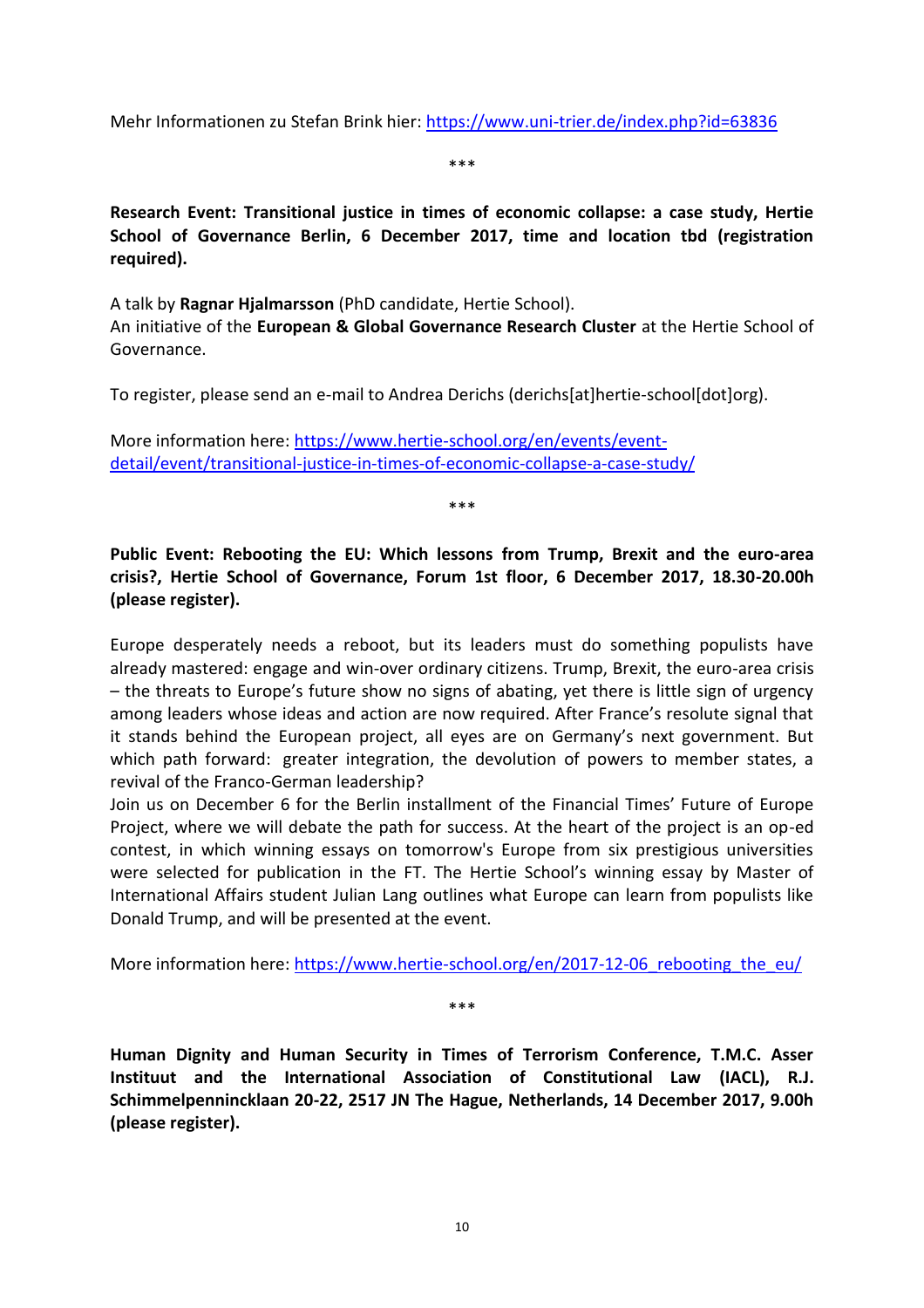Mehr Informationen zu Stefan Brink hier: https://www.uni-trier.de/index.php?id=63836

\*\*\*

**Research Event: Transitional justice in times of economic collapse: a case study, Hertie School of Governance Berlin, 6 December 2017, time and location tbd (registration required).**

A talk by **Ragnar Hjalmarsson** (PhD candidate, Hertie School).
An initiative of the **European & Global Governance Research Cluster** at the Hertie School of Governance.

To register, please send an e-mail to Andrea Derichs (derichs[at]hertie-school[dot]org).

More information here: https://www.hertie-school.org/en/events/event-detail/event/transitional-justice-in-times-of-economic-collapse-a-case-study/

\*\*\*

**Public Event: Rebooting the EU: Which lessons from Trump, Brexit and the euro-area crisis?, Hertie School of Governance, Forum 1st floor, 6 December 2017, 18.30-20.00h (please register).**

Europe desperately needs a reboot, but its leaders must do something populists have already mastered: engage and win-over ordinary citizens. Trump, Brexit, the euro-area crisis – the threats to Europe's future show no signs of abating, yet there is little sign of urgency among leaders whose ideas and action are now required. After France's resolute signal that it stands behind the European project, all eyes are on Germany's next government. But which path forward: greater integration, the devolution of powers to member states, a revival of the Franco-German leadership?
Join us on December 6 for the Berlin installment of the Financial Times' Future of Europe Project, where we will debate the path for success. At the heart of the project is an op-ed contest, in which winning essays on tomorrow's Europe from six prestigious universities were selected for publication in the FT. The Hertie School's winning essay by Master of International Affairs student Julian Lang outlines what Europe can learn from populists like Donald Trump, and will be presented at the event.

More information here: https://www.hertie-school.org/en/2017-12-06_rebooting_the_eu/

\*\*\*

**Human Dignity and Human Security in Times of Terrorism Conference, T.M.C. Asser Instituut and the International Association of Constitutional Law (IACL), R.J. Schimmelpennincklaan 20-22, 2517 JN The Hague, Netherlands, 14 December 2017, 9.00h (please register).**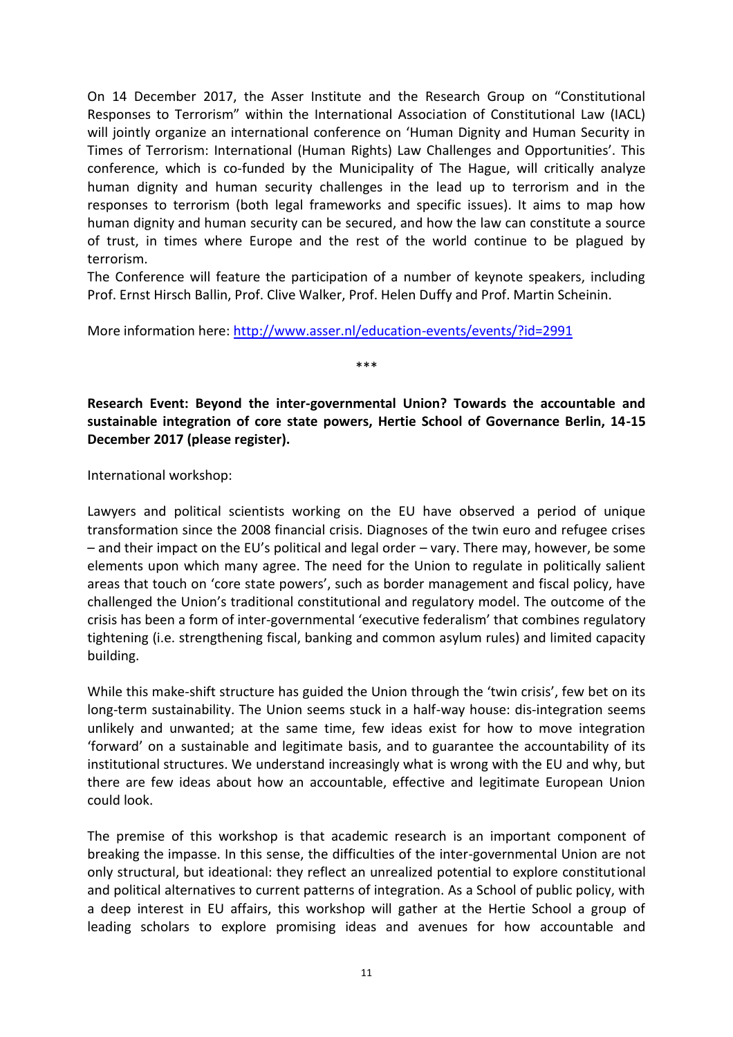On 14 December 2017, the Asser Institute and the Research Group on "Constitutional Responses to Terrorism" within the International Association of Constitutional Law (IACL) will jointly organize an international conference on 'Human Dignity and Human Security in Times of Terrorism: International (Human Rights) Law Challenges and Opportunities'. This conference, which is co-funded by the Municipality of The Hague, will critically analyze human dignity and human security challenges in the lead up to terrorism and in the responses to terrorism (both legal frameworks and specific issues). It aims to map how human dignity and human security can be secured, and how the law can constitute a source of trust, in times where Europe and the rest of the world continue to be plagued by terrorism.

The Conference will feature the participation of a number of keynote speakers, including Prof. Ernst Hirsch Ballin, Prof. Clive Walker, Prof. Helen Duffy and Prof. Martin Scheinin.

More information here: [http://www.asser.nl/education-events/events/?id=2991](http://www.asser.nl/education-events/events/?id=2991)

\*\*\*

**Research Event: Beyond the inter-governmental Union? Towards the accountable and sustainable integration of core state powers, Hertie School of Governance Berlin, 14-15 December 2017 (please register).**

International workshop:

Lawyers and political scientists working on the EU have observed a period of unique transformation since the 2008 financial crisis. Diagnoses of the twin euro and refugee crises – and their impact on the EU's political and legal order – vary. There may, however, be some elements upon which many agree. The need for the Union to regulate in politically salient areas that touch on 'core state powers', such as border management and fiscal policy, have challenged the Union's traditional constitutional and regulatory model. The outcome of the crisis has been a form of inter-governmental 'executive federalism' that combines regulatory tightening (i.e. strengthening fiscal, banking and common asylum rules) and limited capacity building.

While this make-shift structure has guided the Union through the 'twin crisis', few bet on its long-term sustainability. The Union seems stuck in a half-way house: dis-integration seems unlikely and unwanted; at the same time, few ideas exist for how to move integration 'forward' on a sustainable and legitimate basis, and to guarantee the accountability of its institutional structures. We understand increasingly what is wrong with the EU and why, but there are few ideas about how an accountable, effective and legitimate European Union could look.

The premise of this workshop is that academic research is an important component of breaking the impasse. In this sense, the difficulties of the inter-governmental Union are not only structural, but ideational: they reflect an unrealized potential to explore constitutional and political alternatives to current patterns of integration. As a School of public policy, with a deep interest in EU affairs, this workshop will gather at the Hertie School a group of leading scholars to explore promising ideas and avenues for how accountable and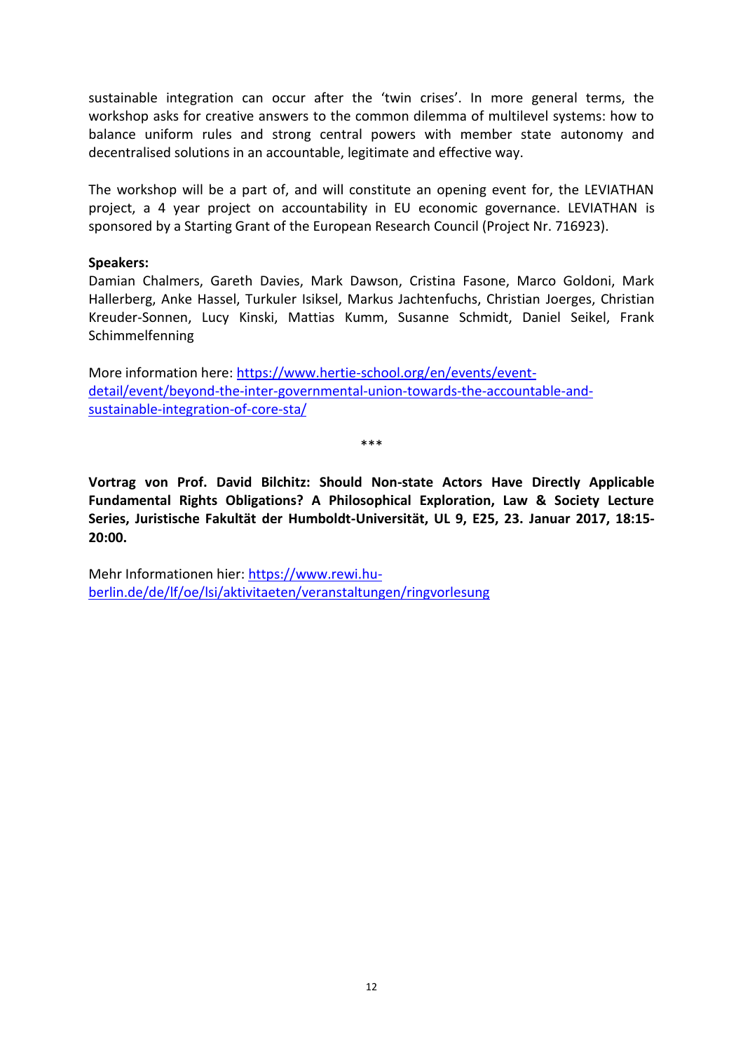sustainable integration can occur after the 'twin crises'. In more general terms, the workshop asks for creative answers to the common dilemma of multilevel systems: how to balance uniform rules and strong central powers with member state autonomy and decentralised solutions in an accountable, legitimate and effective way.

The workshop will be a part of, and will constitute an opening event for, the LEVIATHAN project, a 4 year project on accountability in EU economic governance. LEVIATHAN is sponsored by a Starting Grant of the European Research Council (Project Nr. 716923).

**Speakers:**
Damian Chalmers, Gareth Davies, Mark Dawson, Cristina Fasone, Marco Goldoni, Mark Hallerberg, Anke Hassel, Turkuler Isiksel, Markus Jachtenfuchs, Christian Joerges, Christian Kreuder-Sonnen, Lucy Kinski, Mattias Kumm, Susanne Schmidt, Daniel Seikel, Frank Schimmelfenning

More information here: [https://www.hertie-school.org/en/events/event-detail/event/beyond-the-inter-governmental-union-towards-the-accountable-and-sustainable-integration-of-core-sta/](https://www.hertie-school.org/en/events/event-detail/event/beyond-the-inter-governmental-union-towards-the-accountable-and-sustainable-integration-of-core-sta/)

***

**Vortrag von Prof. David Bilchitz: Should Non-state Actors Have Directly Applicable Fundamental Rights Obligations? A Philosophical Exploration, Law & Society Lecture Series, Juristische Fakultät der Humboldt-Universität, UL 9, E25, 23. Januar 2017, 18:15-20:00.**

Mehr Informationen hier: [https://www.rewi.hu-berlin.de/de/lf/oe/lsi/aktivitaeten/veranstaltungen/ringvorlesung](https://www.rewi.hu-berlin.de/de/lf/oe/lsi/aktivitaeten/veranstaltungen/ringvorlesung)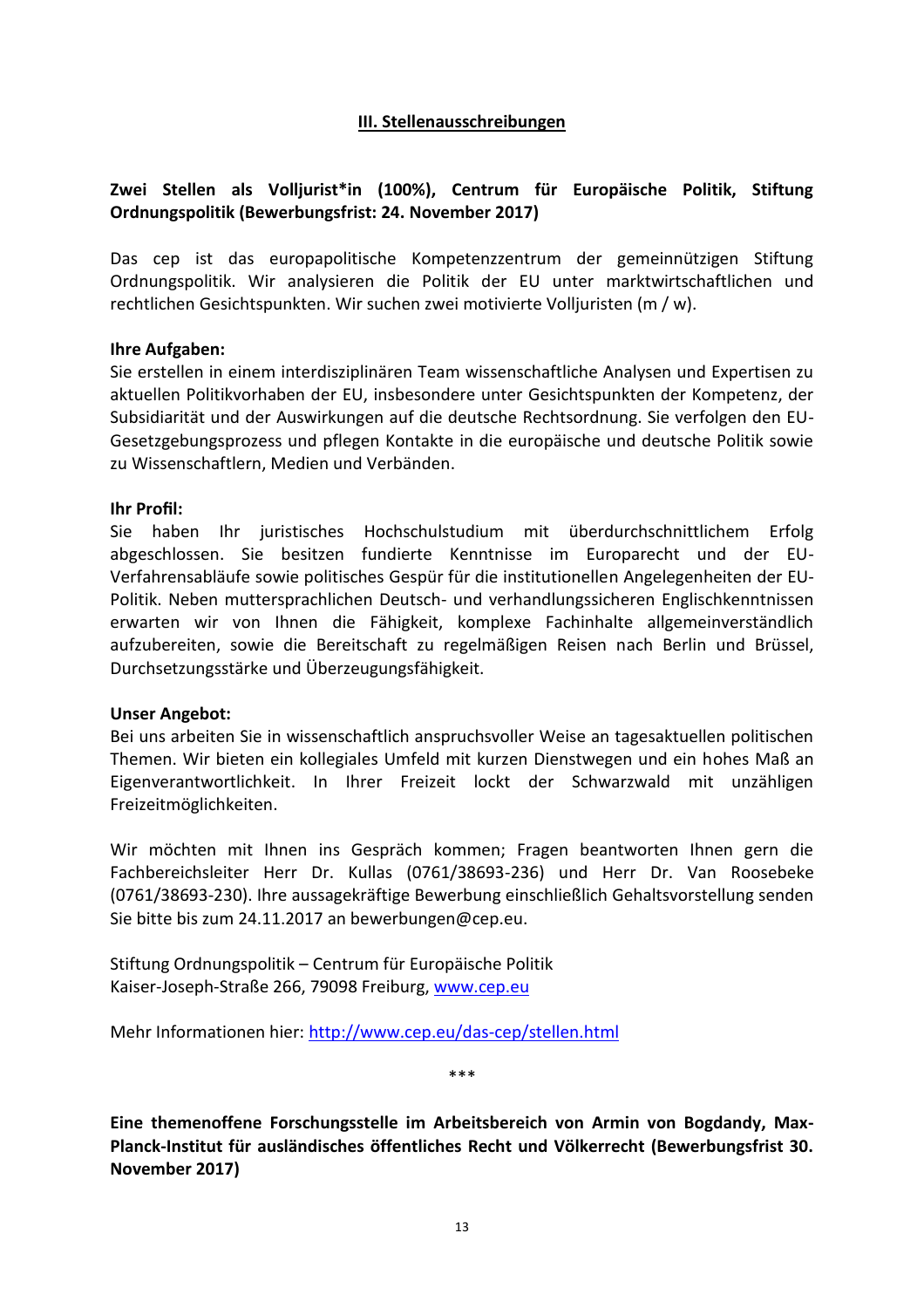## III. Stellenausschreibungen

**Zwei Stellen als Volljurist*in (100%), Centrum für Europäische Politik, Stiftung Ordnungspolitik (Bewerbungsfrist: 24. November 2017)**

Das cep ist das europapolitische Kompetenzzentrum der gemeinnützigen Stiftung Ordnungspolitik. Wir analysieren die Politik der EU unter marktwirtschaftlichen und rechtlichen Gesichtspunkten. Wir suchen zwei motivierte Volljuristen (m / w).

**Ihre Aufgaben:**
Sie erstellen in einem interdisziplinären Team wissenschaftliche Analysen und Expertisen zu aktuellen Politikvorhaben der EU, insbesondere unter Gesichtspunkten der Kompetenz, der Subsidiarität und der Auswirkungen auf die deutsche Rechtsordnung. Sie verfolgen den EU-Gesetzgebungsprozess und pflegen Kontakte in die europäische und deutsche Politik sowie zu Wissenschaftlern, Medien und Verbänden.

**Ihr Profil:**
Sie haben Ihr juristisches Hochschulstudium mit überdurchschnittlichem Erfolg abgeschlossen. Sie besitzen fundierte Kenntnisse im Europarecht und der EU-Verfahrensabläufe sowie politisches Gespür für die institutionellen Angelegenheiten der EU-Politik. Neben muttersprachlichen Deutsch- und verhandlungssicheren Englischkenntnissen erwarten wir von Ihnen die Fähigkeit, komplexe Fachinhalte allgemeinverständlich aufzubereiten, sowie die Bereitschaft zu regelmäßigen Reisen nach Berlin und Brüssel, Durchsetzungsstärke und Überzeugungsfähigkeit.

**Unser Angebot:**
Bei uns arbeiten Sie in wissenschaftlich anspruchsvoller Weise an tagesaktuellen politischen Themen. Wir bieten ein kollegiales Umfeld mit kurzen Dienstwegen und ein hohes Maß an Eigenverantwortlichkeit. In Ihrer Freizeit lockt der Schwarzwald mit unzähligen Freizeitmöglichkeiten.

Wir möchten mit Ihnen ins Gespräch kommen; Fragen beantworten Ihnen gern die Fachbereichsleiter Herr Dr. Kullas (0761/38693-236) und Herr Dr. Van Roosebeke (0761/38693-230). Ihre aussagekräftige Bewerbung einschließlich Gehaltsvorstellung senden Sie bitte bis zum 24.11.2017 an bewerbungen@cep.eu.

Stiftung Ordnungspolitik – Centrum für Europäische Politik
Kaiser-Joseph-Straße 266, 79098 Freiburg, www.cep.eu

Mehr Informationen hier: http://www.cep.eu/das-cep/stellen.html

***

**Eine themenoffene Forschungsstelle im Arbeitsbereich von Armin von Bogdandy, Max-Planck-Institut für ausländisches öffentliches Recht und Völkerrecht (Bewerbungsfrist 30. November 2017)**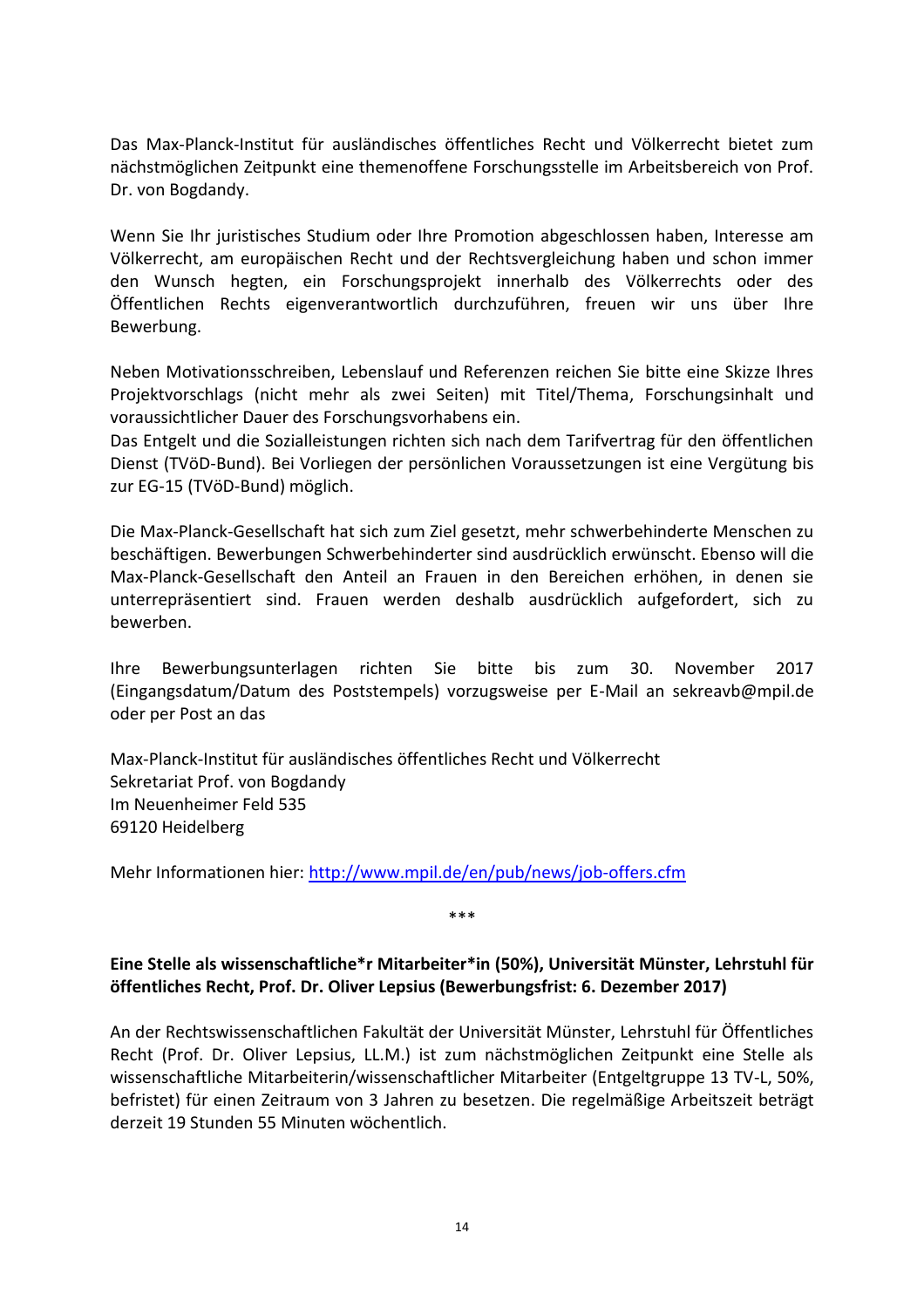Das Max-Planck-Institut für ausländisches öffentliches Recht und Völkerrecht bietet zum nächstmöglichen Zeitpunkt eine themenoffene Forschungsstelle im Arbeitsbereich von Prof. Dr. von Bogdandy.

Wenn Sie Ihr juristisches Studium oder Ihre Promotion abgeschlossen haben, Interesse am Völkerrecht, am europäischen Recht und der Rechtsvergleichung haben und schon immer den Wunsch hegten, ein Forschungsprojekt innerhalb des Völkerrechts oder des Öffentlichen Rechts eigenverantwortlich durchzuführen, freuen wir uns über Ihre Bewerbung.

Neben Motivationsschreiben, Lebenslauf und Referenzen reichen Sie bitte eine Skizze Ihres Projektvorschlags (nicht mehr als zwei Seiten) mit Titel/Thema, Forschungsinhalt und voraussichtlicher Dauer des Forschungsvorhabens ein.
Das Entgelt und die Sozialleistungen richten sich nach dem Tarifvertrag für den öffentlichen Dienst (TVöD-Bund). Bei Vorliegen der persönlichen Voraussetzungen ist eine Vergütung bis zur EG-15 (TVöD-Bund) möglich.

Die Max-Planck-Gesellschaft hat sich zum Ziel gesetzt, mehr schwerbehinderte Menschen zu beschäftigen. Bewerbungen Schwerbehinderter sind ausdrücklich erwünscht. Ebenso will die Max-Planck-Gesellschaft den Anteil an Frauen in den Bereichen erhöhen, in denen sie unterrepräsentiert sind. Frauen werden deshalb ausdrücklich aufgefordert, sich zu bewerben.

Ihre Bewerbungsunterlagen richten Sie bitte bis zum 30. November 2017 (Eingangsdatum/Datum des Poststempels) vorzugsweise per E-Mail an sekreavb@mpil.de oder per Post an das

Max-Planck-Institut für ausländisches öffentliches Recht und Völkerrecht
Sekretariat Prof. von Bogdandy
Im Neuenheimer Feld 535
69120 Heidelberg

Mehr Informationen hier: http://www.mpil.de/en/pub/news/job-offers.cfm

***

**Eine Stelle als wissenschaftliche*r Mitarbeiter*in (50%), Universität Münster, Lehrstuhl für öffentliches Recht, Prof. Dr. Oliver Lepsius (Bewerbungsfrist: 6. Dezember 2017)**

An der Rechtswissenschaftlichen Fakultät der Universität Münster, Lehrstuhl für Öffentliches Recht (Prof. Dr. Oliver Lepsius, LL.M.) ist zum nächstmöglichen Zeitpunkt eine Stelle als wissenschaftliche Mitarbeiterin/wissenschaftlicher Mitarbeiter (Entgeltgruppe 13 TV-L, 50%, befristet) für einen Zeitraum von 3 Jahren zu besetzen. Die regelmäßige Arbeitszeit beträgt derzeit 19 Stunden 55 Minuten wöchentlich.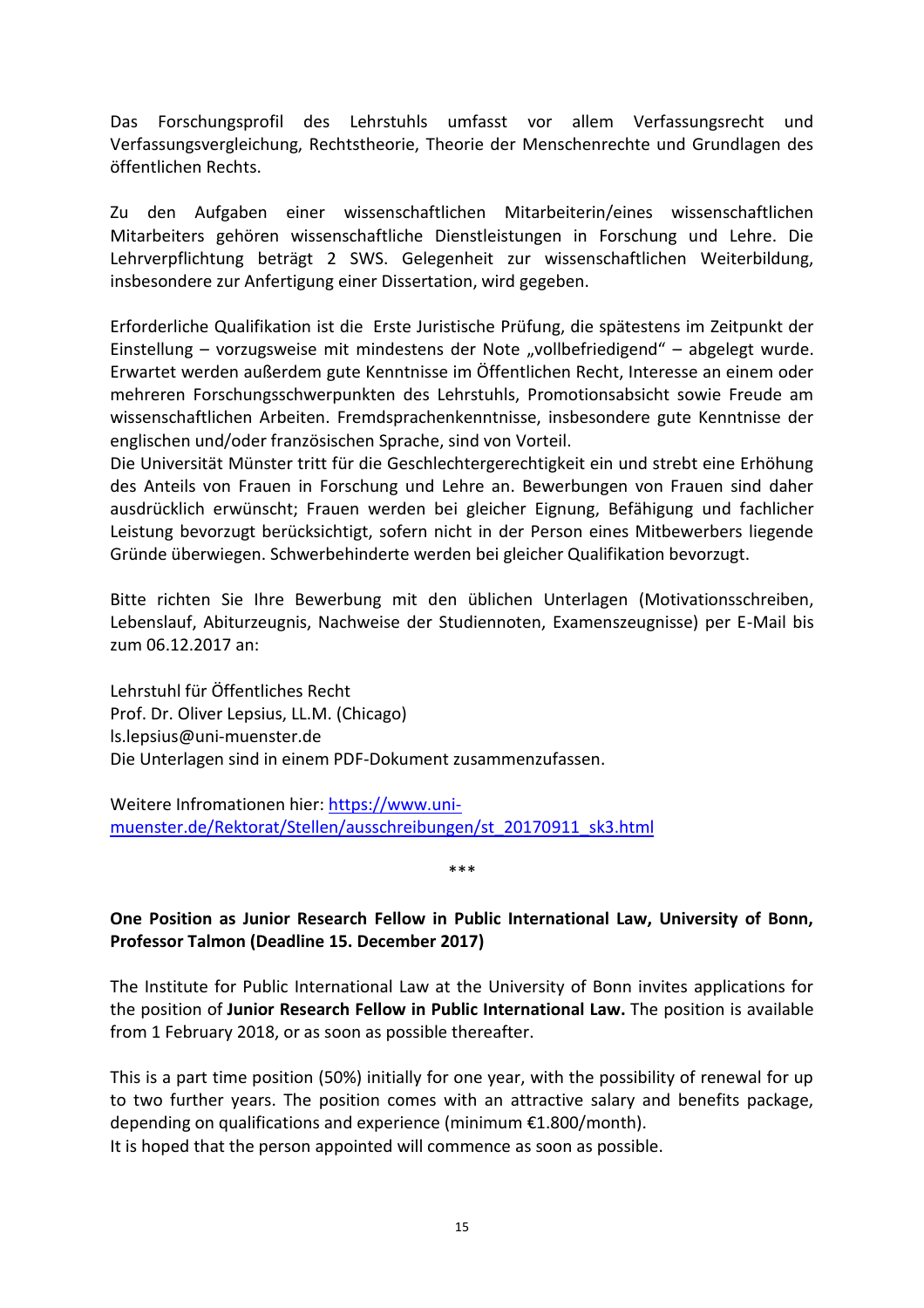Das Forschungsprofil des Lehrstuhls umfasst vor allem Verfassungsrecht und Verfassungsvergleichung, Rechtstheorie, Theorie der Menschenrechte und Grundlagen des öffentlichen Rechts.

Zu den Aufgaben einer wissenschaftlichen Mitarbeiterin/eines wissenschaftlichen Mitarbeiters gehören wissenschaftliche Dienstleistungen in Forschung und Lehre. Die Lehrverpflichtung beträgt 2 SWS. Gelegenheit zur wissenschaftlichen Weiterbildung, insbesondere zur Anfertigung einer Dissertation, wird gegeben.

Erforderliche Qualifikation ist die Erste Juristische Prüfung, die spätestens im Zeitpunkt der Einstellung – vorzugsweise mit mindestens der Note „vollbefriedigend" – abgelegt wurde. Erwartet werden außerdem gute Kenntnisse im Öffentlichen Recht, Interesse an einem oder mehreren Forschungsschwerpunkten des Lehrstuhls, Promotionsabsicht sowie Freude am wissenschaftlichen Arbeiten. Fremdsprachenkenntnisse, insbesondere gute Kenntnisse der englischen und/oder französischen Sprache, sind von Vorteil.
Die Universität Münster tritt für die Geschlechtergerechtigkeit ein und strebt eine Erhöhung des Anteils von Frauen in Forschung und Lehre an. Bewerbungen von Frauen sind daher ausdrücklich erwünscht; Frauen werden bei gleicher Eignung, Befähigung und fachlicher Leistung bevorzugt berücksichtigt, sofern nicht in der Person eines Mitbewerbers liegende Gründe überwiegen. Schwerbehinderte werden bei gleicher Qualifikation bevorzugt.

Bitte richten Sie Ihre Bewerbung mit den üblichen Unterlagen (Motivationsschreiben, Lebenslauf, Abiturzeugnis, Nachweise der Studiennoten, Examenszeugnisse) per E-Mail bis zum 06.12.2017 an:

Lehrstuhl für Öffentliches Recht
Prof. Dr. Oliver Lepsius, LL.M. (Chicago)
ls.lepsius@uni-muenster.de
Die Unterlagen sind in einem PDF-Dokument zusammenzufassen.

Weitere Infromationen hier: https://www.uni-muenster.de/Rektorat/Stellen/ausschreibungen/st_20170911_sk3.html

***

**One Position as Junior Research Fellow in Public International Law, University of Bonn, Professor Talmon (Deadline 15. December 2017)**

The Institute for Public International Law at the University of Bonn invites applications for the position of **Junior Research Fellow in Public International Law.** The position is available from 1 February 2018, or as soon as possible thereafter.

This is a part time position (50%) initially for one year, with the possibility of renewal for up to two further years. The position comes with an attractive salary and benefits package, depending on qualifications and experience (minimum €1.800/month).
It is hoped that the person appointed will commence as soon as possible.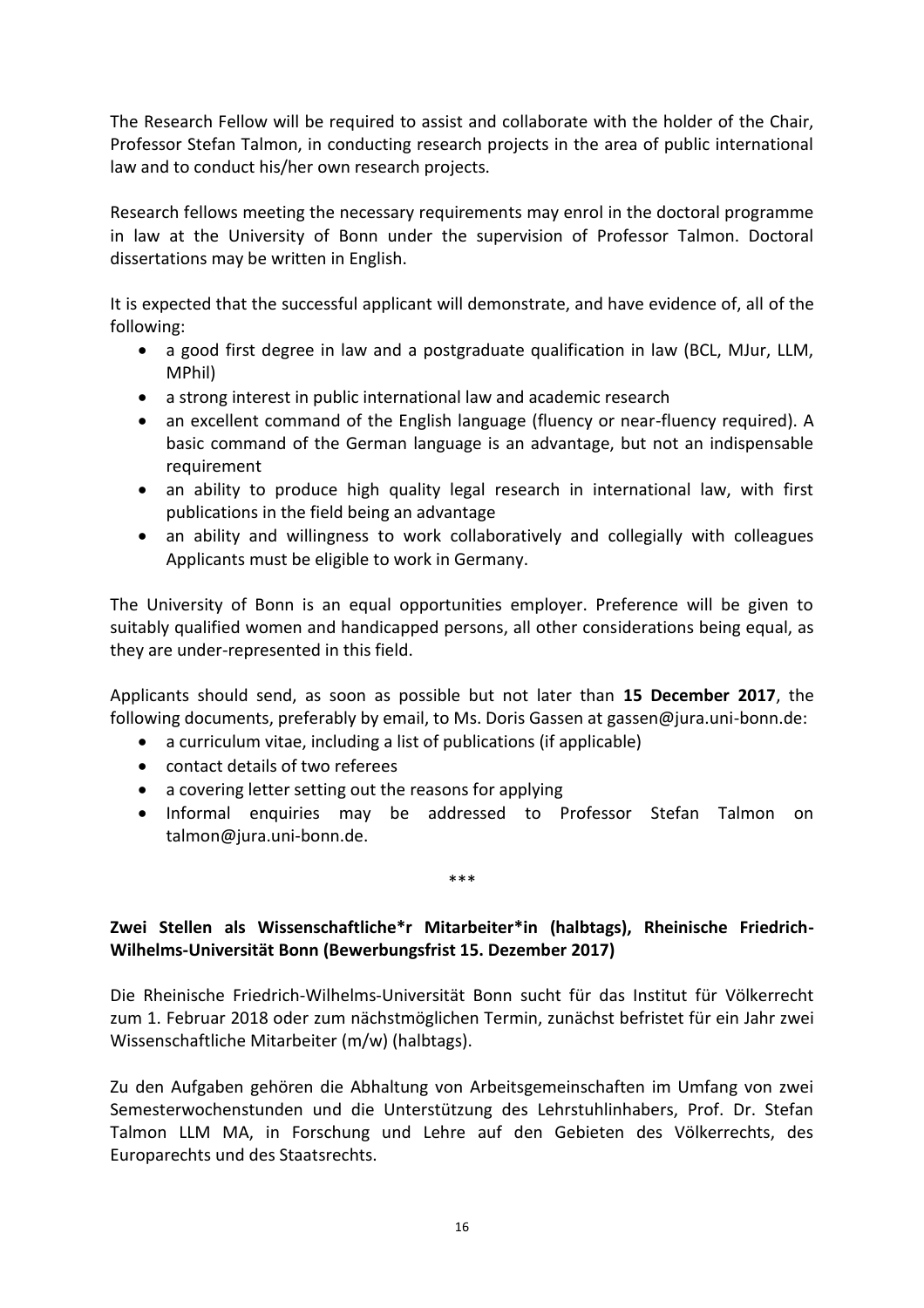The Research Fellow will be required to assist and collaborate with the holder of the Chair, Professor Stefan Talmon, in conducting research projects in the area of public international law and to conduct his/her own research projects.

Research fellows meeting the necessary requirements may enrol in the doctoral programme in law at the University of Bonn under the supervision of Professor Talmon. Doctoral dissertations may be written in English.

It is expected that the successful applicant will demonstrate, and have evidence of, all of the following:

- a good first degree in law and a postgraduate qualification in law (BCL, MJur, LLM, MPhil)
- a strong interest in public international law and academic research
- an excellent command of the English language (fluency or near-fluency required). A basic command of the German language is an advantage, but not an indispensable requirement
- an ability to produce high quality legal research in international law, with first publications in the field being an advantage
- an ability and willingness to work collaboratively and collegially with colleagues

Applicants must be eligible to work in Germany.

The University of Bonn is an equal opportunities employer. Preference will be given to suitably qualified women and handicapped persons, all other considerations being equal, as they are under-represented in this field.

Applicants should send, as soon as possible but not later than **15 December 2017**, the following documents, preferably by email, to Ms. Doris Gassen at gassen@jura.uni-bonn.de:

- a curriculum vitae, including a list of publications (if applicable)
- contact details of two referees
- a covering letter setting out the reasons for applying
- Informal enquiries may be addressed to Professor Stefan Talmon on talmon@jura.uni-bonn.de.

\*\*\*

**Zwei Stellen als Wissenschaftliche*r Mitarbeiter*in (halbtags), Rheinische Friedrich-Wilhelms-Universität Bonn (Bewerbungsfrist 15. Dezember 2017)**

Die Rheinische Friedrich-Wilhelms-Universität Bonn sucht für das Institut für Völkerrecht zum 1. Februar 2018 oder zum nächstmöglichen Termin, zunächst befristet für ein Jahr zwei Wissenschaftliche Mitarbeiter (m/w) (halbtags).

Zu den Aufgaben gehören die Abhaltung von Arbeitsgemeinschaften im Umfang von zwei Semesterwochenstunden und die Unterstützung des Lehrstuhlinhabers, Prof. Dr. Stefan Talmon LLM MA, in Forschung und Lehre auf den Gebieten des Völkerrechts, des Europarechts und des Staatsrechts.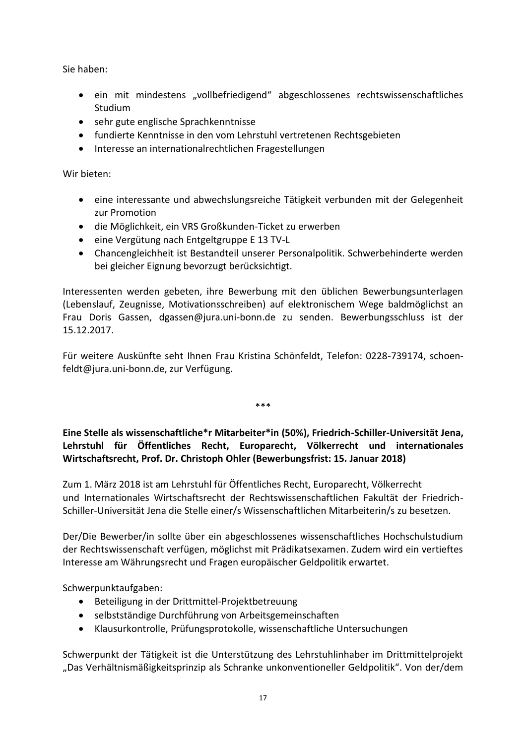Sie haben:

- ein mit mindestens „vollbefriedigend“ abgeschlossenes rechtswissenschaftliches Studium
- sehr gute englische Sprachkenntnisse
- fundierte Kenntnisse in den vom Lehrstuhl vertretenen Rechtsgebieten
- Interesse an internationalrechtlichen Fragestellungen

Wir bieten:

- eine interessante und abwechslungsreiche Tätigkeit verbunden mit der Gelegenheit zur Promotion
- die Möglichkeit, ein VRS Großkunden-Ticket zu erwerben
- eine Vergütung nach Entgeltgruppe E 13 TV-L
- Chancengleichheit ist Bestandteil unserer Personalpolitik. Schwerbehinderte werden bei gleicher Eignung bevorzugt berücksichtigt.

Interessenten werden gebeten, ihre Bewerbung mit den üblichen Bewerbungsunterlagen (Lebenslauf, Zeugnisse, Motivationsschreiben) auf elektronischem Wege baldmöglichst an Frau Doris Gassen, dgassen@jura.uni-bonn.de zu senden. Bewerbungsschluss ist der 15.12.2017.

Für weitere Auskünfte seht Ihnen Frau Kristina Schönfeldt, Telefon: 0228-739174, schoenfeldt@jura.uni-bonn.de, zur Verfügung.

***

**Eine Stelle als wissenschaftliche*r Mitarbeiter*in (50%), Friedrich-Schiller-Universität Jena, Lehrstuhl für Öffentliches Recht, Europarecht, Völkerrecht und internationales Wirtschaftsrecht, Prof. Dr. Christoph Ohler (Bewerbungsfrist: 15. Januar 2018)**

Zum 1. März 2018 ist am Lehrstuhl für Öffentliches Recht, Europarecht, Völkerrecht und Internationales Wirtschaftsrecht der Rechtswissenschaftlichen Fakultät der Friedrich-Schiller-Universität Jena die Stelle einer/s Wissenschaftlichen Mitarbeiterin/s zu besetzen.

Der/Die Bewerber/in sollte über ein abgeschlossenes wissenschaftliches Hochschulstudium der Rechtswissenschaft verfügen, möglichst mit Prädikatsexamen. Zudem wird ein vertieftes Interesse am Währungsrecht und Fragen europäischer Geldpolitik erwartet.

Schwerpunktaufgaben:

- Beteiligung in der Drittmittel-Projektbetreuung
- selbstständige Durchführung von Arbeitsgemeinschaften
- Klausurkontrolle, Prüfungsprotokolle, wissenschaftliche Untersuchungen

Schwerpunkt der Tätigkeit ist die Unterstützung des Lehrstuhlinhaber im Drittmittelprojekt „Das Verhältnismäßigkeitsprinzip als Schranke unkonventioneller Geldpolitik“. Von der/dem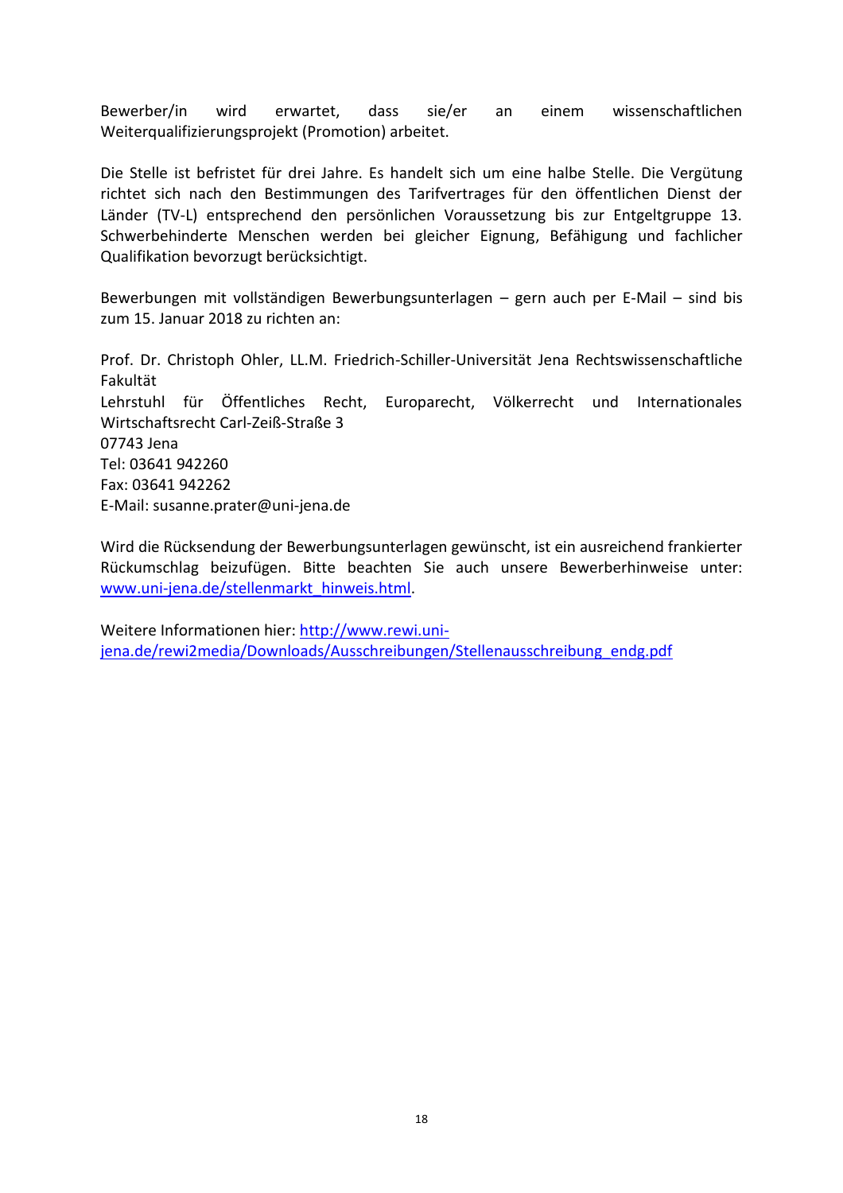Bewerber/in wird erwartet, dass sie/er an einem wissenschaftlichen Weiterqualifizierungsprojekt (Promotion) arbeitet.

Die Stelle ist befristet für drei Jahre. Es handelt sich um eine halbe Stelle. Die Vergütung richtet sich nach den Bestimmungen des Tarifvertrages für den öffentlichen Dienst der Länder (TV-L) entsprechend den persönlichen Voraussetzung bis zur Entgeltgruppe 13. Schwerbehinderte Menschen werden bei gleicher Eignung, Befähigung und fachlicher Qualifikation bevorzugt berücksichtigt.

Bewerbungen mit vollständigen Bewerbungsunterlagen – gern auch per E-Mail – sind bis zum 15. Januar 2018 zu richten an:

Prof. Dr. Christoph Ohler, LL.M. Friedrich-Schiller-Universität Jena Rechtswissenschaftliche Fakultät  
Lehrstuhl für Öffentliches Recht, Europarecht, Völkerrecht und Internationales Wirtschaftsrecht Carl-Zeiß-Straße 3  
07743 Jena  
Tel: 03641 942260  
Fax: 03641 942262  
E-Mail: susanne.prater@uni-jena.de

Wird die Rücksendung der Bewerbungsunterlagen gewünscht, ist ein ausreichend frankierter Rückumschlag beizufügen. Bitte beachten Sie auch unsere Bewerberhinweise unter: [www.uni-jena.de/stellenmarkt_hinweis.html](www.uni-jena.de/stellenmarkt_hinweis.html).

Weitere Informationen hier: [http://www.rewi.uni-jena.de/rewi2media/Downloads/Ausschreibungen/Stellenausschreibung_endg.pdf](http://www.rewi.uni-jena.de/rewi2media/Downloads/Ausschreibungen/Stellenausschreibung_endg.pdf)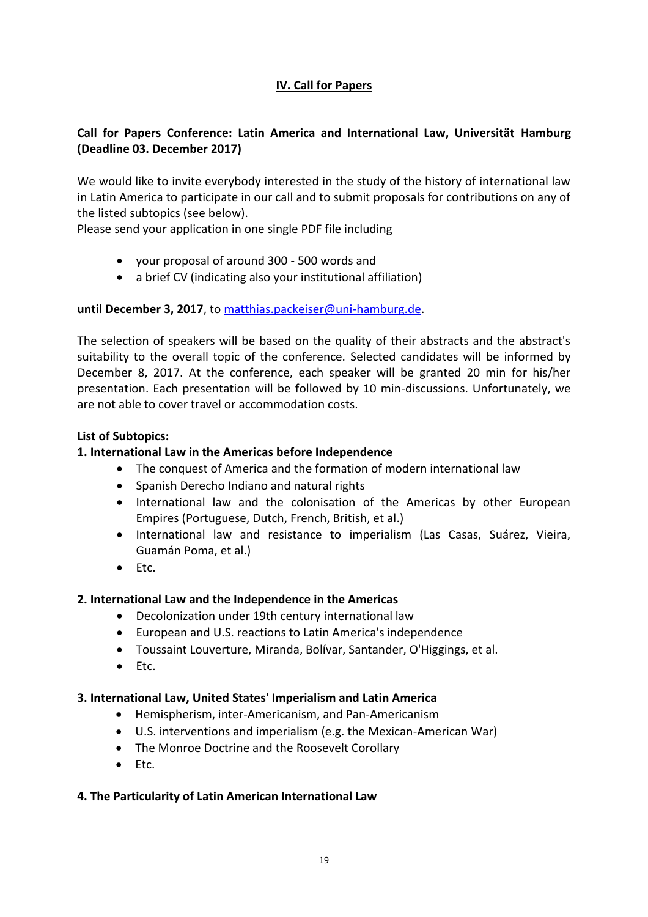## IV. Call for Papers

**Call for Papers Conference: Latin America and International Law, Universität Hamburg (Deadline 03. December 2017)**

We would like to invite everybody interested in the study of the history of international law in Latin America to participate in our call and to submit proposals for contributions on any of the listed subtopics (see below).
Please send your application in one single PDF file including

- your proposal of around 300 - 500 words and
- a brief CV (indicating also your institutional affiliation)

**until December 3, 2017**, to [matthias.packeiser@uni-hamburg.de](mailto:matthias.packeiser@uni-hamburg.de).

The selection of speakers will be based on the quality of their abstracts and the abstract's suitability to the overall topic of the conference. Selected candidates will be informed by December 8, 2017. At the conference, each speaker will be granted 20 min for his/her presentation. Each presentation will be followed by 10 min-discussions. Unfortunately, we are not able to cover travel or accommodation costs.

**List of Subtopics:**

**1. International Law in the Americas before Independence**

- The conquest of America and the formation of modern international law
- Spanish Derecho Indiano and natural rights
- International law and the colonisation of the Americas by other European Empires (Portuguese, Dutch, French, British, et al.)
- International law and resistance to imperialism (Las Casas, Suárez, Vieira, Guamán Poma, et al.)
- Etc.

**2. International Law and the Independence in the Americas**

- Decolonization under 19th century international law
- European and U.S. reactions to Latin America's independence
- Toussaint Louverture, Miranda, Bolívar, Santander, O'Higgings, et al.
- Etc.

**3. International Law, United States' Imperialism and Latin America**

- Hemispherism, inter-Americanism, and Pan-Americanism
- U.S. interventions and imperialism (e.g. the Mexican-American War)
- The Monroe Doctrine and the Roosevelt Corollary
- Etc.

**4. The Particularity of Latin American International Law**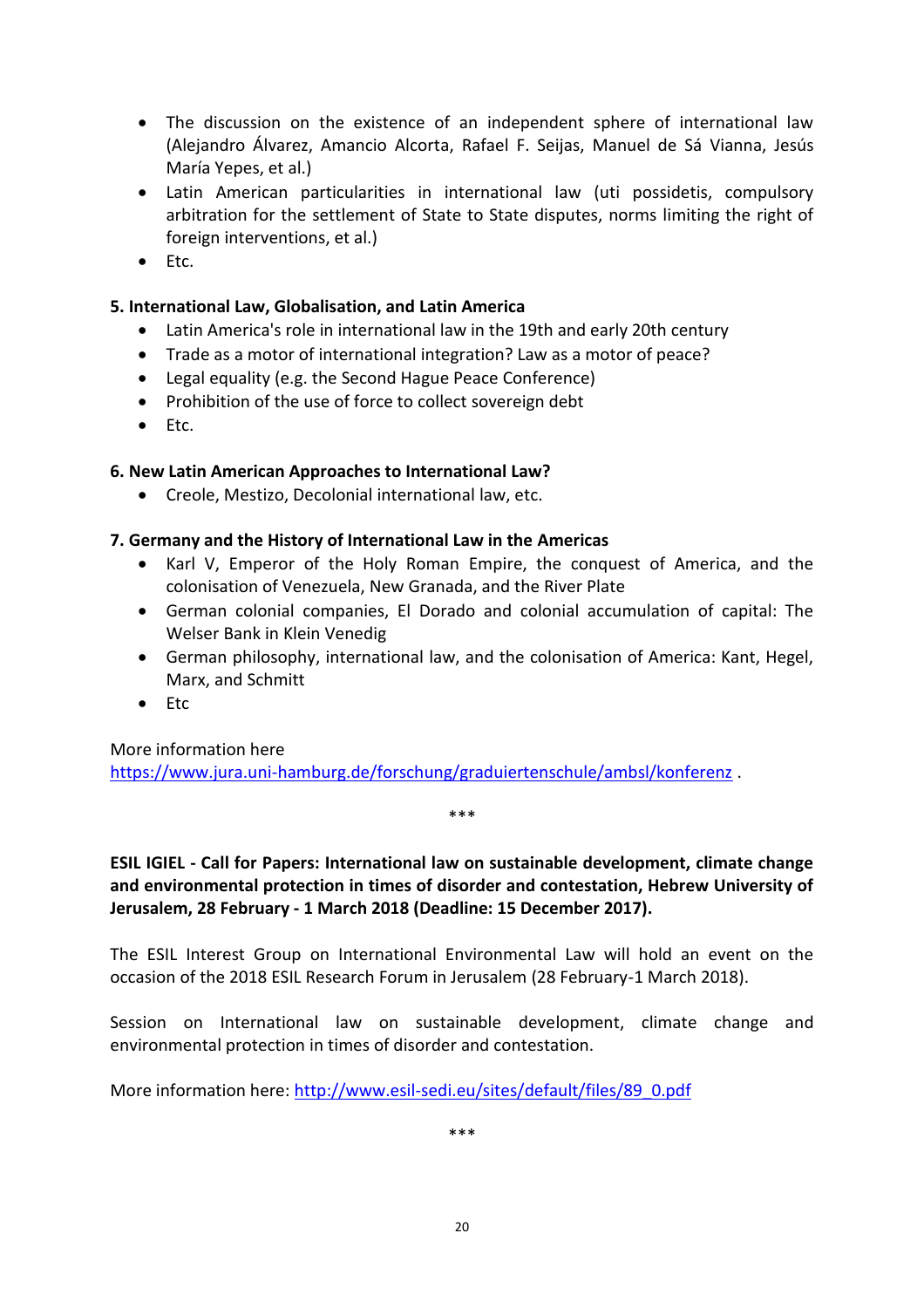- The discussion on the existence of an independent sphere of international law (Alejandro Álvarez, Amancio Alcorta, Rafael F. Seijas, Manuel de Sá Vianna, Jesús María Yepes, et al.)
- Latin American particularities in international law (uti possidetis, compulsory arbitration for the settlement of State to State disputes, norms limiting the right of foreign interventions, et al.)
- Etc.

**5. International Law, Globalisation, and Latin America**

- Latin America's role in international law in the 19th and early 20th century
- Trade as a motor of international integration? Law as a motor of peace?
- Legal equality (e.g. the Second Hague Peace Conference)
- Prohibition of the use of force to collect sovereign debt
- Etc.

**6. New Latin American Approaches to International Law?**

- Creole, Mestizo, Decolonial international law, etc.

**7. Germany and the History of International Law in the Americas**

- Karl V, Emperor of the Holy Roman Empire, the conquest of America, and the colonisation of Venezuela, New Granada, and the River Plate
- German colonial companies, El Dorado and colonial accumulation of capital: The Welser Bank in Klein Venedig
- German philosophy, international law, and the colonisation of America: Kant, Hegel, Marx, and Schmitt
- Etc

More information here https://www.jura.uni-hamburg.de/forschung/graduiertenschule/ambsl/konferenz .

***

**ESIL IGIEL - Call for Papers: International law on sustainable development, climate change and environmental protection in times of disorder and contestation, Hebrew University of Jerusalem, 28 February - 1 March 2018 (Deadline: 15 December 2017).**

The ESIL Interest Group on International Environmental Law will hold an event on the occasion of the 2018 ESIL Research Forum in Jerusalem (28 February-1 March 2018).

Session on International law on sustainable development, climate change and environmental protection in times of disorder and contestation.

More information here: http://www.esil-sedi.eu/sites/default/files/89_0.pdf

***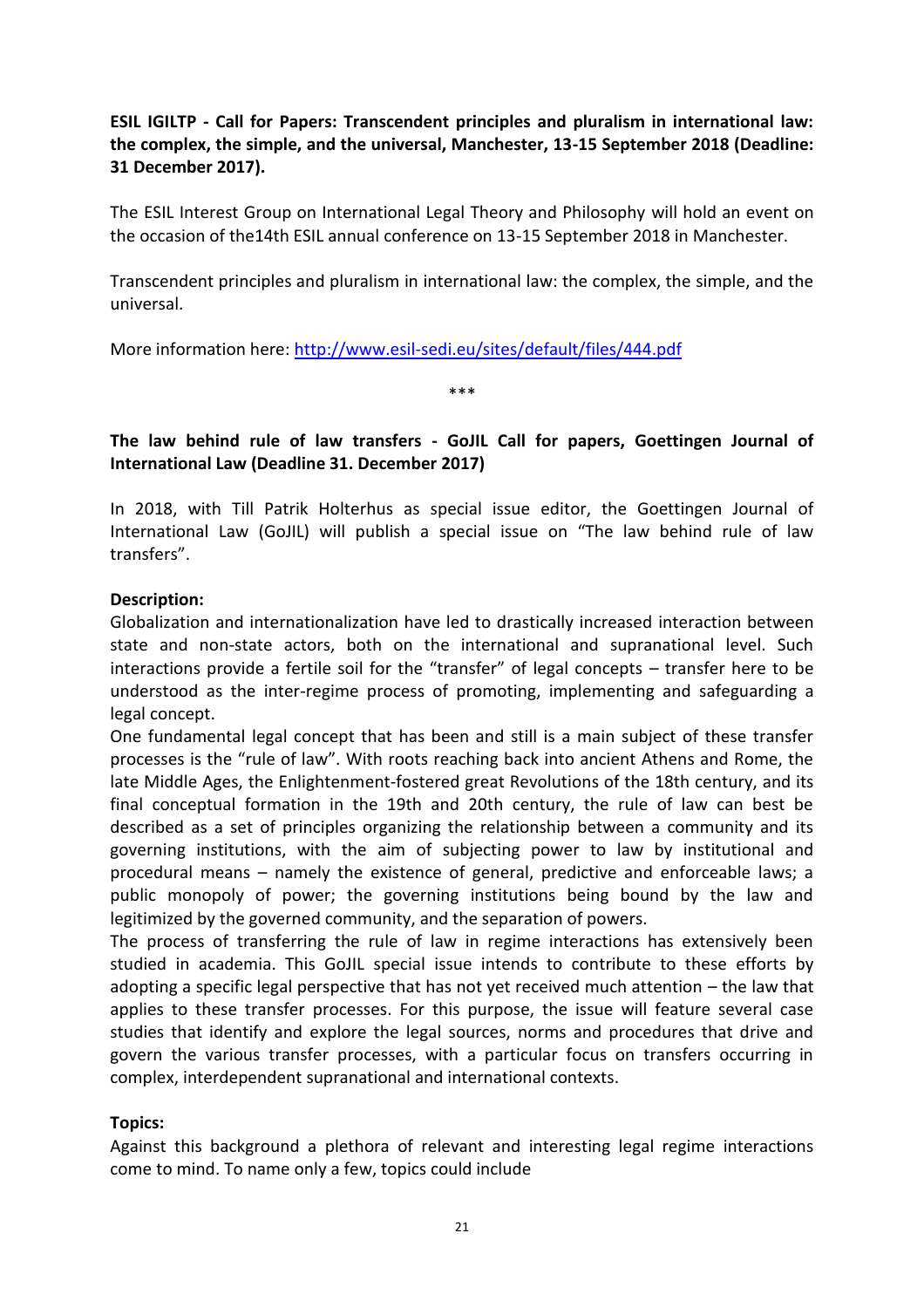**ESIL IGILTP - Call for Papers: Transcendent principles and pluralism in international law: the complex, the simple, and the universal, Manchester, 13-15 September 2018 (Deadline: 31 December 2017).**

The ESIL Interest Group on International Legal Theory and Philosophy will hold an event on the occasion of the14th ESIL annual conference on 13-15 September 2018 in Manchester.

Transcendent principles and pluralism in international law: the complex, the simple, and the universal.

More information here: [http://www.esil-sedi.eu/sites/default/files/444.pdf](http://www.esil-sedi.eu/sites/default/files/444.pdf)

\*\*\*

**The law behind rule of law transfers - GoJIL Call for papers, Goettingen Journal of International Law (Deadline 31. December 2017)**

In 2018, with Till Patrik Holterhus as special issue editor, the Goettingen Journal of International Law (GoJIL) will publish a special issue on "The law behind rule of law transfers".

**Description:**

Globalization and internationalization have led to drastically increased interaction between state and non-state actors, both on the international and supranational level. Such interactions provide a fertile soil for the "transfer" of legal concepts – transfer here to be understood as the inter-regime process of promoting, implementing and safeguarding a legal concept.

One fundamental legal concept that has been and still is a main subject of these transfer processes is the "rule of law". With roots reaching back into ancient Athens and Rome, the late Middle Ages, the Enlightenment-fostered great Revolutions of the 18th century, and its final conceptual formation in the 19th and 20th century, the rule of law can best be described as a set of principles organizing the relationship between a community and its governing institutions, with the aim of subjecting power to law by institutional and procedural means – namely the existence of general, predictive and enforceable laws; a public monopoly of power; the governing institutions being bound by the law and legitimized by the governed community, and the separation of powers.

The process of transferring the rule of law in regime interactions has extensively been studied in academia. This GoJIL special issue intends to contribute to these efforts by adopting a specific legal perspective that has not yet received much attention – the law that applies to these transfer processes. For this purpose, the issue will feature several case studies that identify and explore the legal sources, norms and procedures that drive and govern the various transfer processes, with a particular focus on transfers occurring in complex, interdependent supranational and international contexts.

**Topics:**

Against this background a plethora of relevant and interesting legal regime interactions come to mind. To name only a few, topics could include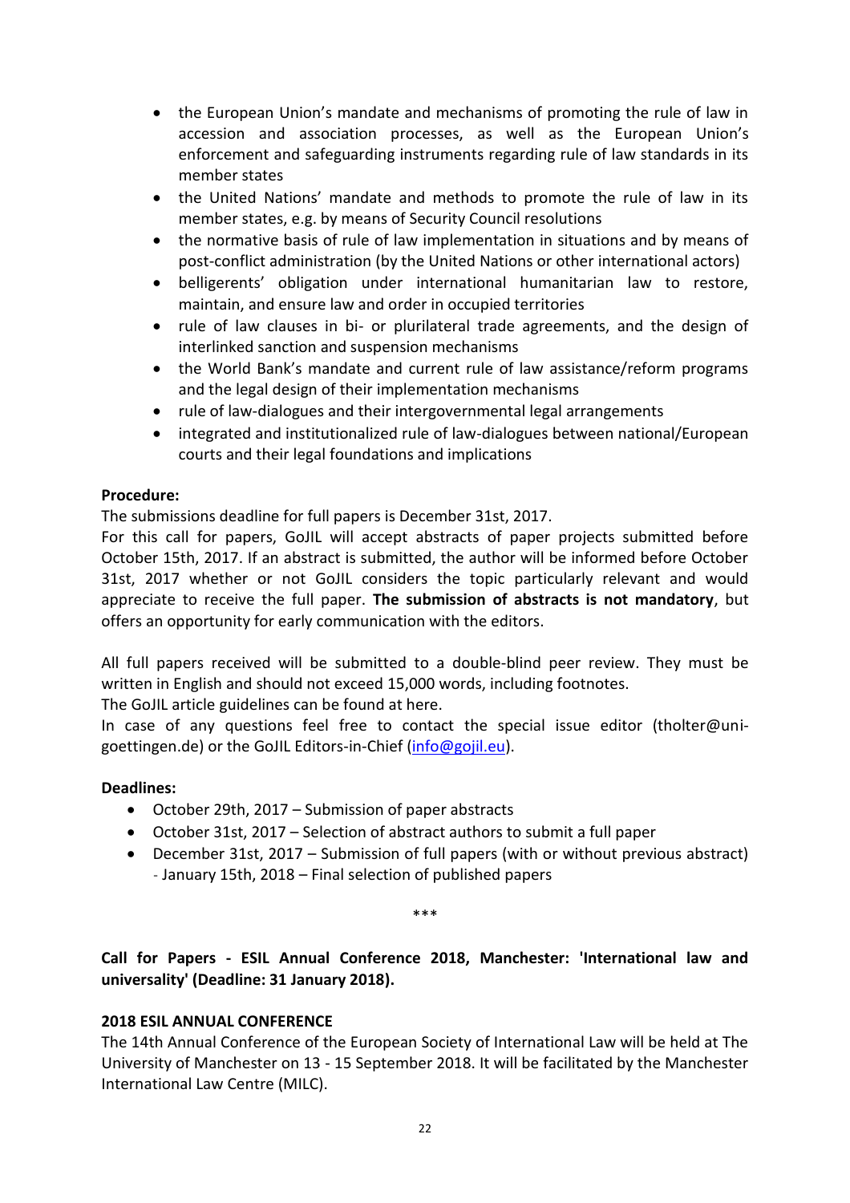- the European Union's mandate and mechanisms of promoting the rule of law in accession and association processes, as well as the European Union's enforcement and safeguarding instruments regarding rule of law standards in its member states
- the United Nations' mandate and methods to promote the rule of law in its member states, e.g. by means of Security Council resolutions
- the normative basis of rule of law implementation in situations and by means of post-conflict administration (by the United Nations or other international actors)
- belligerents' obligation under international humanitarian law to restore, maintain, and ensure law and order in occupied territories
- rule of law clauses in bi- or plurilateral trade agreements, and the design of interlinked sanction and suspension mechanisms
- the World Bank's mandate and current rule of law assistance/reform programs and the legal design of their implementation mechanisms
- rule of law-dialogues and their intergovernmental legal arrangements
- integrated and institutionalized rule of law-dialogues between national/European courts and their legal foundations and implications

**Procedure:**

The submissions deadline for full papers is December 31st, 2017.

For this call for papers, GoJIL will accept abstracts of paper projects submitted before October 15th, 2017. If an abstract is submitted, the author will be informed before October 31st, 2017 whether or not GoJIL considers the topic particularly relevant and would appreciate to receive the full paper. **The submission of abstracts is not mandatory**, but offers an opportunity for early communication with the editors.

All full papers received will be submitted to a double-blind peer review. They must be written in English and should not exceed 15,000 words, including footnotes.

The GoJIL article guidelines can be found at here.

In case of any questions feel free to contact the special issue editor (tholter@uni-goettingen.de) or the GoJIL Editors-in-Chief (info@gojil.eu).

**Deadlines:**

- October 29th, 2017 – Submission of paper abstracts
- October 31st, 2017 – Selection of abstract authors to submit a full paper
- December 31st, 2017 – Submission of full papers (with or without previous abstract) - January 15th, 2018 – Final selection of published papers

\*\*\*

**Call for Papers - ESIL Annual Conference 2018, Manchester: 'International law and universality' (Deadline: 31 January 2018).**

**2018 ESIL ANNUAL CONFERENCE**

The 14th Annual Conference of the European Society of International Law will be held at The University of Manchester on 13 - 15 September 2018. It will be facilitated by the Manchester International Law Centre (MILC).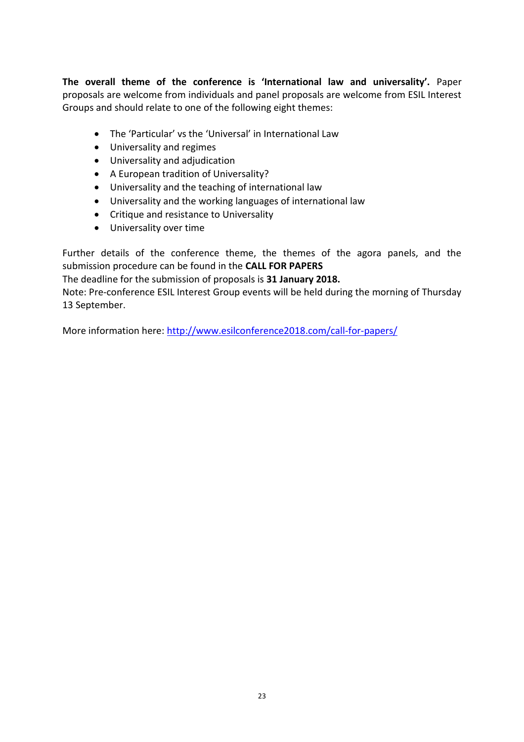**The overall theme of the conference is 'International law and universality'.** Paper proposals are welcome from individuals and panel proposals are welcome from ESIL Interest Groups and should relate to one of the following eight themes:

- The 'Particular' vs the 'Universal' in International Law
- Universality and regimes
- Universality and adjudication
- A European tradition of Universality?
- Universality and the teaching of international law
- Universality and the working languages of international law
- Critique and resistance to Universality
- Universality over time

Further details of the conference theme, the themes of the agora panels, and the submission procedure can be found in the **CALL FOR PAPERS**

The deadline for the submission of proposals is **31 January 2018.**

Note: Pre-conference ESIL Interest Group events will be held during the morning of Thursday 13 September.

More information here: http://www.esilconference2018.com/call-for-papers/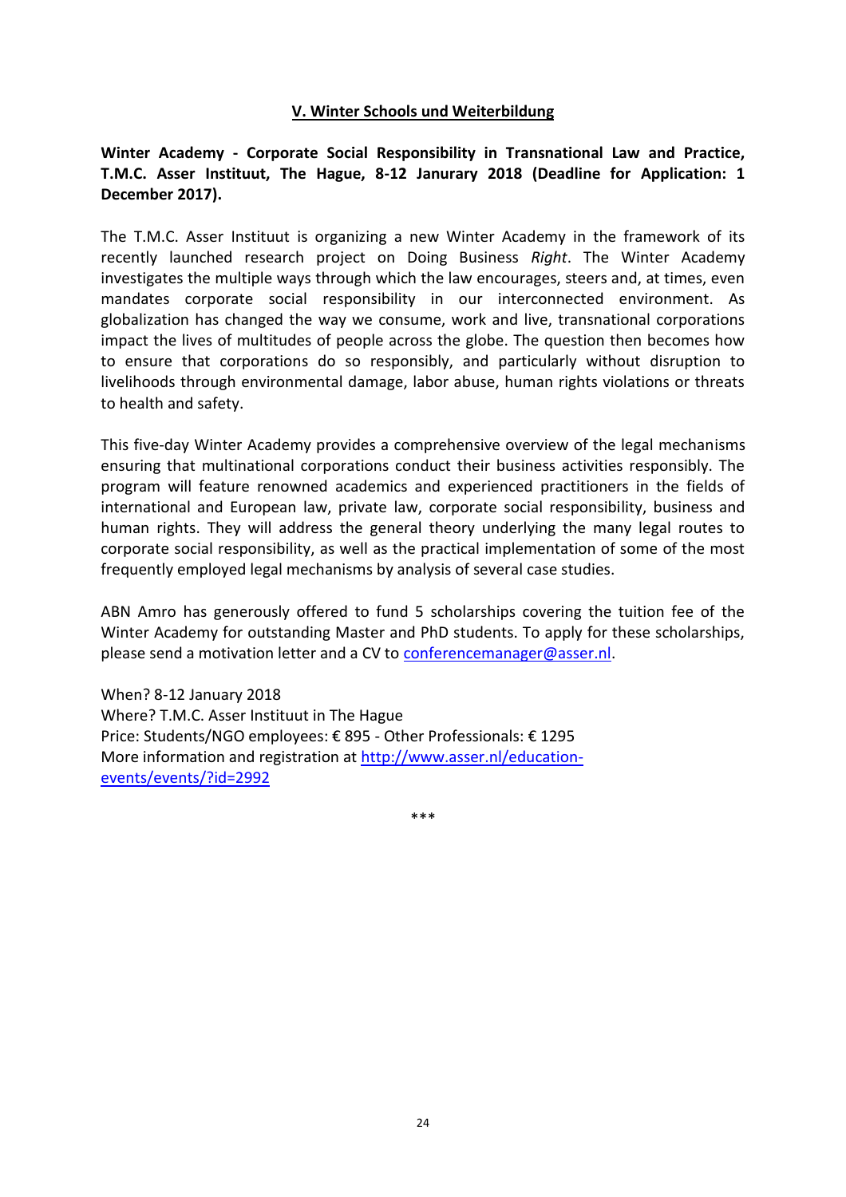## V. Winter Schools und Weiterbildung

**Winter Academy - Corporate Social Responsibility in Transnational Law and Practice, T.M.C. Asser Instituut, The Hague, 8-12 Janurary 2018 (Deadline for Application: 1 December 2017).**

The T.M.C. Asser Instituut is organizing a new Winter Academy in the framework of its recently launched research project on Doing Business *Right*. The Winter Academy investigates the multiple ways through which the law encourages, steers and, at times, even mandates corporate social responsibility in our interconnected environment. As globalization has changed the way we consume, work and live, transnational corporations impact the lives of multitudes of people across the globe. The question then becomes how to ensure that corporations do so responsibly, and particularly without disruption to livelihoods through environmental damage, labor abuse, human rights violations or threats to health and safety.

This five-day Winter Academy provides a comprehensive overview of the legal mechanisms ensuring that multinational corporations conduct their business activities responsibly. The program will feature renowned academics and experienced practitioners in the fields of international and European law, private law, corporate social responsibility, business and human rights. They will address the general theory underlying the many legal routes to corporate social responsibility, as well as the practical implementation of some of the most frequently employed legal mechanisms by analysis of several case studies.

ABN Amro has generously offered to fund 5 scholarships covering the tuition fee of the Winter Academy for outstanding Master and PhD students. To apply for these scholarships, please send a motivation letter and a CV to conferencemanager@asser.nl.

When? 8-12 January 2018
Where? T.M.C. Asser Instituut in The Hague
Price: Students/NGO employees: € 895 - Other Professionals: € 1295
More information and registration at http://www.asser.nl/education-events/events/?id=2992

***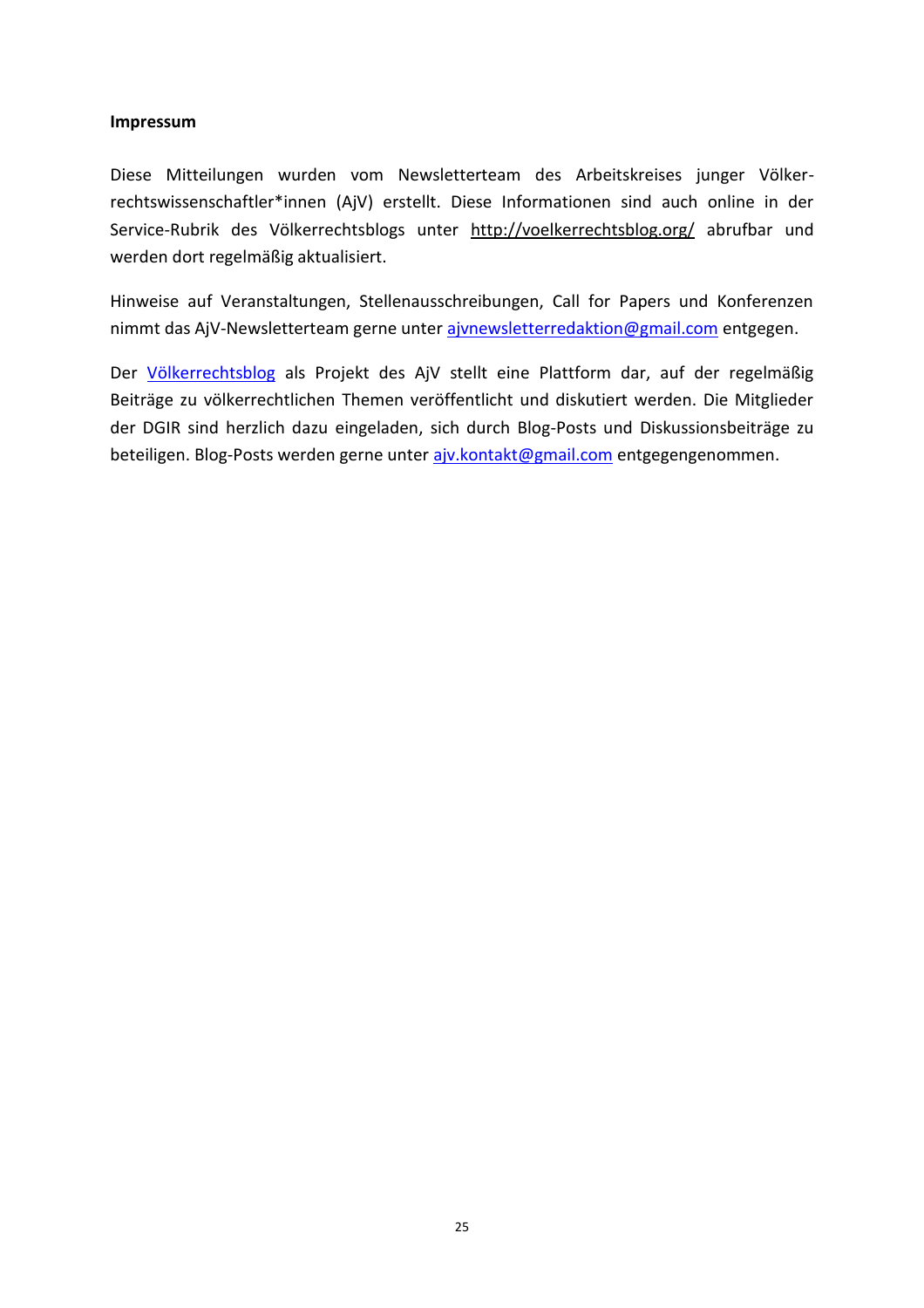**Impressum**

Diese Mitteilungen wurden vom Newsletterteam des Arbeitskreises junger Völkerrechtswissenschaftler*innen (AjV) erstellt. Diese Informationen sind auch online in der Service-Rubrik des Völkerrechtsblogs unter http://voelkerrechtsblog.org/ abrufbar und werden dort regelmäßig aktualisiert.

Hinweise auf Veranstaltungen, Stellenausschreibungen, Call for Papers und Konferenzen nimmt das AjV-Newsletterteam gerne unter ajvnewsletterredaktion@gmail.com entgegen.

Der Völkerrechtsblog als Projekt des AjV stellt eine Plattform dar, auf der regelmäßig Beiträge zu völkerrechtlichen Themen veröffentlicht und diskutiert werden. Die Mitglieder der DGIR sind herzlich dazu eingeladen, sich durch Blog-Posts und Diskussionsbeiträge zu beteiligen. Blog-Posts werden gerne unter ajv.kontakt@gmail.com entgegengenommen.